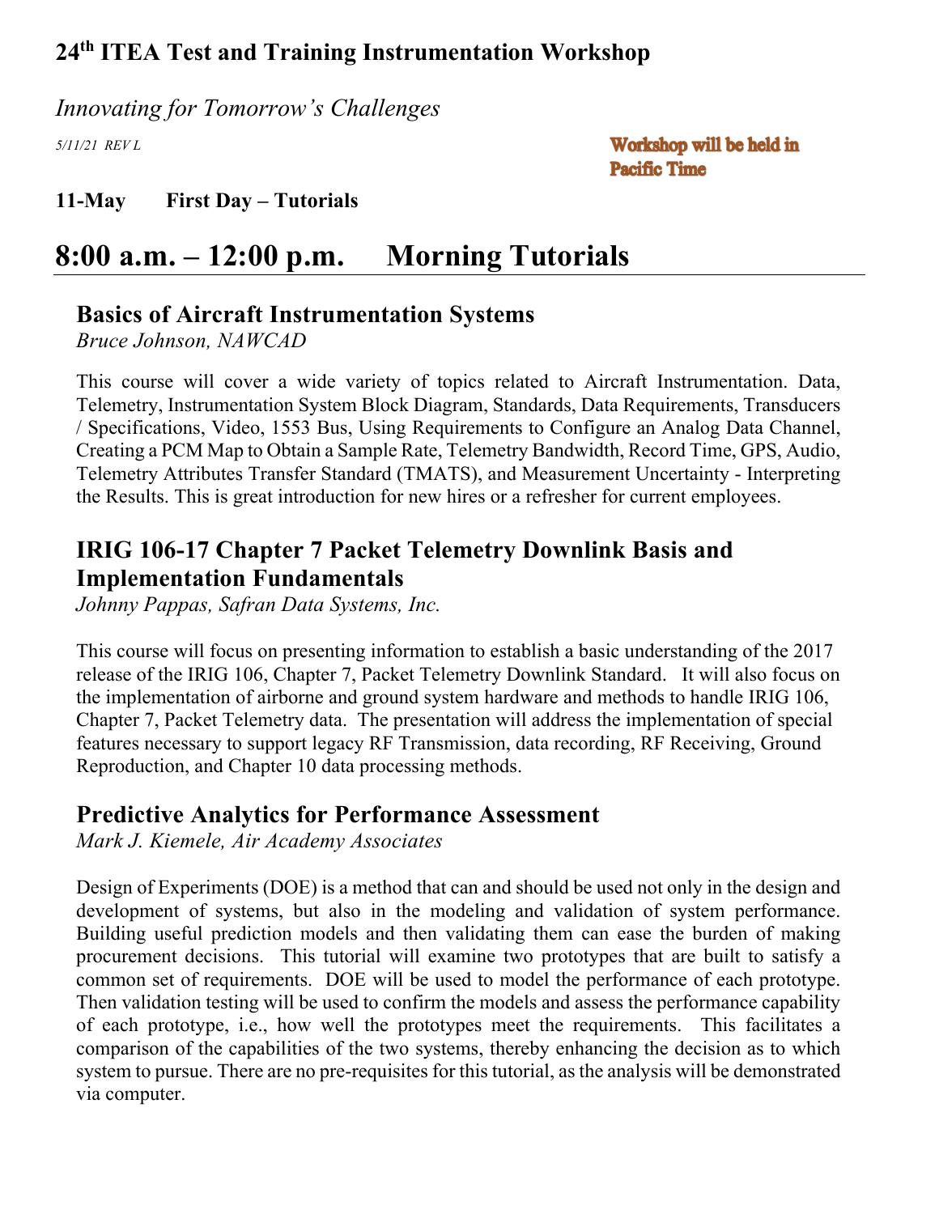# 24th ITEA Test and Training Instrumentation Workshop

*Innovating for Tomorrow's Challenges*

*5/11/21 REV L*

**Workshop will be held in Pacific Time**

**11-May First Day – Tutorials**

## 8:00 a.m. – 12:00 p.m. Morning Tutorials

### Basics of Aircraft Instrumentation Systems

*Bruce Johnson, NAWCAD*

This course will cover a wide variety of topics related to Aircraft Instrumentation. Data, Telemetry, Instrumentation System Block Diagram, Standards, Data Requirements, Transducers / Specifications, Video, 1553 Bus, Using Requirements to Configure an Analog Data Channel, Creating a PCM Map to Obtain a Sample Rate, Telemetry Bandwidth, Record Time, GPS, Audio, Telemetry Attributes Transfer Standard (TMATS), and Measurement Uncertainty - Interpreting the Results. This is great introduction for new hires or a refresher for current employees.

### IRIG 106-17 Chapter 7 Packet Telemetry Downlink Basis and Implementation Fundamentals

*Johnny Pappas, Safran Data Systems, Inc.*

This course will focus on presenting information to establish a basic understanding of the 2017 release of the IRIG 106, Chapter 7, Packet Telemetry Downlink Standard. It will also focus on the implementation of airborne and ground system hardware and methods to handle IRIG 106, Chapter 7, Packet Telemetry data. The presentation will address the implementation of special features necessary to support legacy RF Transmission, data recording, RF Receiving, Ground Reproduction, and Chapter 10 data processing methods.

### Predictive Analytics for Performance Assessment

*Mark J. Kiemele, Air Academy Associates*

Design of Experiments (DOE) is a method that can and should be used not only in the design and development of systems, but also in the modeling and validation of system performance. Building useful prediction models and then validating them can ease the burden of making procurement decisions. This tutorial will examine two prototypes that are built to satisfy a common set of requirements. DOE will be used to model the performance of each prototype. Then validation testing will be used to confirm the models and assess the performance capability of each prototype, i.e., how well the prototypes meet the requirements. This facilitates a comparison of the capabilities of the two systems, thereby enhancing the decision as to which system to pursue. There are no pre-requisites for this tutorial, as the analysis will be demonstrated via computer.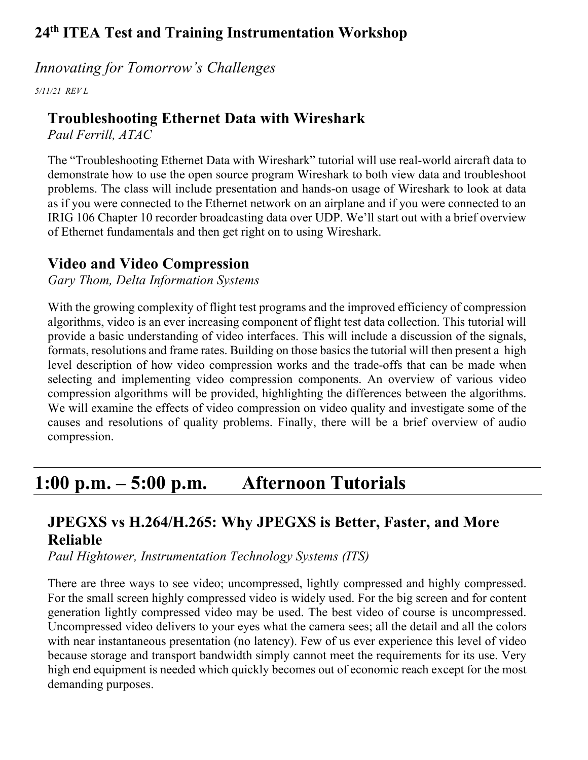## Troubleshooting Ethernet Data with Wireshark

*Paul Ferrill, ATAC*

The "Troubleshooting Ethernet Data with Wireshark" tutorial will use real-world aircraft data to demonstrate how to use the open source program Wireshark to both view data and troubleshoot problems. The class will include presentation and hands-on usage of Wireshark to look at data as if you were connected to the Ethernet network on an airplane and if you were connected to an IRIG 106 Chapter 10 recorder broadcasting data over UDP. We'll start out with a brief overview of Ethernet fundamentals and then get right on to using Wireshark.

## Video and Video Compression

*Gary Thom, Delta Information Systems*

With the growing complexity of flight test programs and the improved efficiency of compression algorithms, video is an ever increasing component of flight test data collection. This tutorial will provide a basic understanding of video interfaces. This will include a discussion of the signals, formats, resolutions and frame rates. Building on those basics the tutorial will then present a high level description of how video compression works and the trade-offs that can be made when selecting and implementing video compression components. An overview of various video compression algorithms will be provided, highlighting the differences between the algorithms. We will examine the effects of video compression on video quality and investigate some of the causes and resolutions of quality problems. Finally, there will be a brief overview of audio compression.

# 1:00 p.m. – 5:00 p.m. Afternoon Tutorials

## JPEGXS vs H.264/H.265: Why JPEGXS is Better, Faster, and More Reliable

*Paul Hightower, Instrumentation Technology Systems (ITS)*

There are three ways to see video; uncompressed, lightly compressed and highly compressed. For the small screen highly compressed video is widely used. For the big screen and for content generation lightly compressed video may be used. The best video of course is uncompressed. Uncompressed video delivers to your eyes what the camera sees; all the detail and all the colors with near instantaneous presentation (no latency). Few of us ever experience this level of video because storage and transport bandwidth simply cannot meet the requirements for its use. Very high end equipment is needed which quickly becomes out of economic reach except for the most demanding purposes.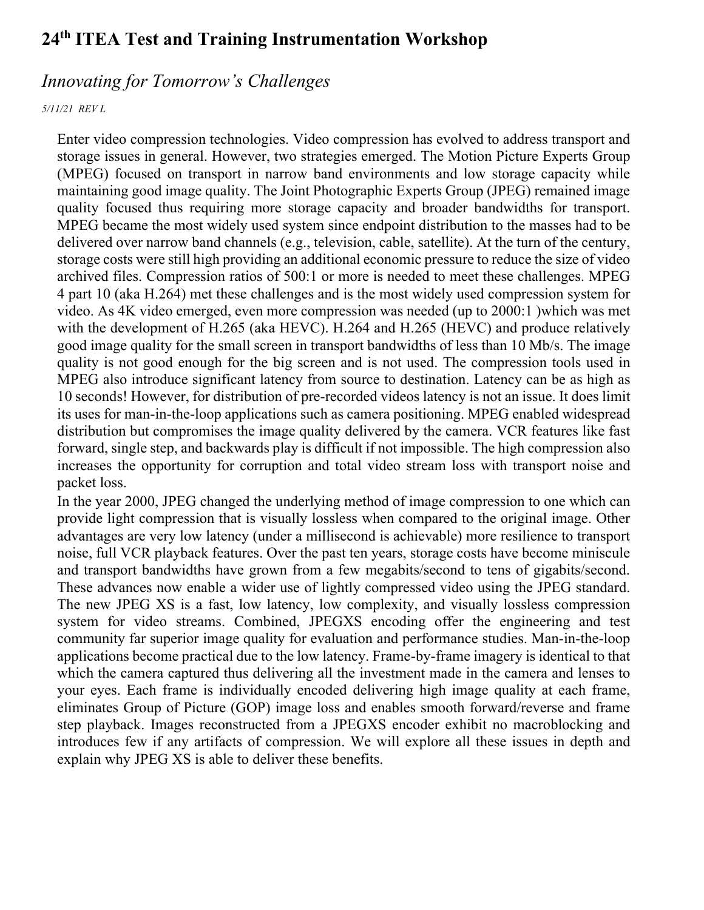Enter video compression technologies. Video compression has evolved to address transport and storage issues in general. However, two strategies emerged. The Motion Picture Experts Group (MPEG) focused on transport in narrow band environments and low storage capacity while maintaining good image quality. The Joint Photographic Experts Group (JPEG) remained image quality focused thus requiring more storage capacity and broader bandwidths for transport. MPEG became the most widely used system since endpoint distribution to the masses had to be delivered over narrow band channels (e.g., television, cable, satellite). At the turn of the century, storage costs were still high providing an additional economic pressure to reduce the size of video archived files. Compression ratios of 500:1 or more is needed to meet these challenges. MPEG 4 part 10 (aka H.264) met these challenges and is the most widely used compression system for video. As 4K video emerged, even more compression was needed (up to 2000:1 )which was met with the development of H.265 (aka HEVC). H.264 and H.265 (HEVC) and produce relatively good image quality for the small screen in transport bandwidths of less than 10 Mb/s. The image quality is not good enough for the big screen and is not used. The compression tools used in MPEG also introduce significant latency from source to destination. Latency can be as high as 10 seconds! However, for distribution of pre-recorded videos latency is not an issue. It does limit its uses for man-in-the-loop applications such as camera positioning. MPEG enabled widespread distribution but compromises the image quality delivered by the camera. VCR features like fast forward, single step, and backwards play is difficult if not impossible. The high compression also increases the opportunity for corruption and total video stream loss with transport noise and packet loss.

In the year 2000, JPEG changed the underlying method of image compression to one which can provide light compression that is visually lossless when compared to the original image. Other advantages are very low latency (under a millisecond is achievable) more resilience to transport noise, full VCR playback features. Over the past ten years, storage costs have become miniscule and transport bandwidths have grown from a few megabits/second to tens of gigabits/second. These advances now enable a wider use of lightly compressed video using the JPEG standard. The new JPEG XS is a fast, low latency, low complexity, and visually lossless compression system for video streams. Combined, JPEGXS encoding offer the engineering and test community far superior image quality for evaluation and performance studies. Man-in-the-loop applications become practical due to the low latency. Frame-by-frame imagery is identical to that which the camera captured thus delivering all the investment made in the camera and lenses to your eyes. Each frame is individually encoded delivering high image quality at each frame, eliminates Group of Picture (GOP) image loss and enables smooth forward/reverse and frame step playback. Images reconstructed from a JPEGXS encoder exhibit no macroblocking and introduces few if any artifacts of compression. We will explore all these issues in depth and explain why JPEG XS is able to deliver these benefits.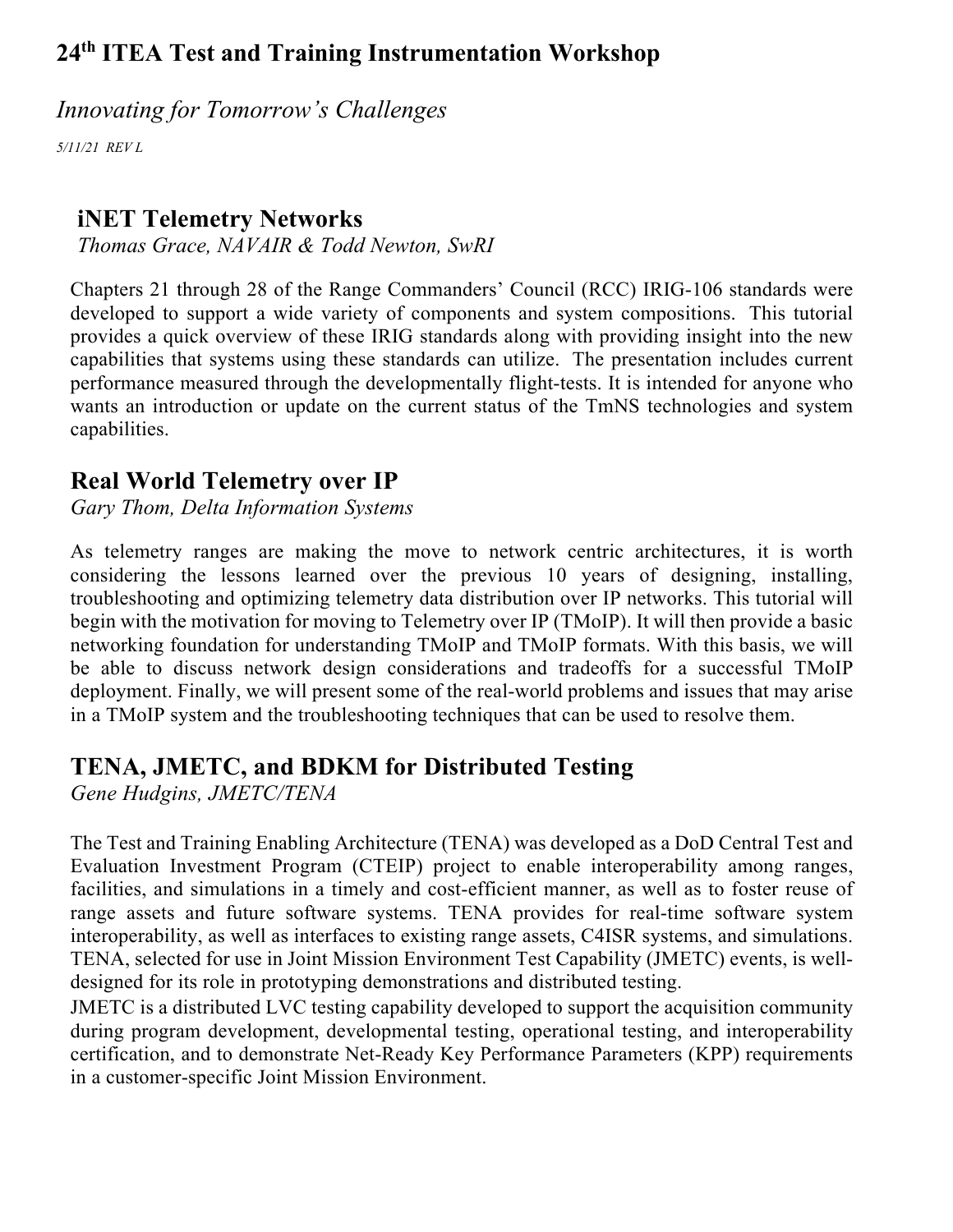# 24th ITEA Test and Training Instrumentation Workshop

*Innovating for Tomorrow's Challenges*

*5/11/21 REV L*

## iNET Telemetry Networks

*Thomas Grace, NAVAIR & Todd Newton, SwRI*

Chapters 21 through 28 of the Range Commanders' Council (RCC) IRIG-106 standards were developed to support a wide variety of components and system compositions. This tutorial provides a quick overview of these IRIG standards along with providing insight into the new capabilities that systems using these standards can utilize. The presentation includes current performance measured through the developmentally flight-tests. It is intended for anyone who wants an introduction or update on the current status of the TmNS technologies and system capabilities.

## Real World Telemetry over IP

*Gary Thom, Delta Information Systems*

As telemetry ranges are making the move to network centric architectures, it is worth considering the lessons learned over the previous 10 years of designing, installing, troubleshooting and optimizing telemetry data distribution over IP networks. This tutorial will begin with the motivation for moving to Telemetry over IP (TMoIP). It will then provide a basic networking foundation for understanding TMoIP and TMoIP formats. With this basis, we will be able to discuss network design considerations and tradeoffs for a successful TMoIP deployment. Finally, we will present some of the real-world problems and issues that may arise in a TMoIP system and the troubleshooting techniques that can be used to resolve them.

## TENA, JMETC, and BDKM for Distributed Testing

*Gene Hudgins, JMETC/TENA*

The Test and Training Enabling Architecture (TENA) was developed as a DoD Central Test and Evaluation Investment Program (CTEIP) project to enable interoperability among ranges, facilities, and simulations in a timely and cost-efficient manner, as well as to foster reuse of range assets and future software systems. TENA provides for real-time software system interoperability, as well as interfaces to existing range assets, C4ISR systems, and simulations. TENA, selected for use in Joint Mission Environment Test Capability (JMETC) events, is well-designed for its role in prototyping demonstrations and distributed testing.

JMETC is a distributed LVC testing capability developed to support the acquisition community during program development, developmental testing, operational testing, and interoperability certification, and to demonstrate Net-Ready Key Performance Parameters (KPP) requirements in a customer-specific Joint Mission Environment.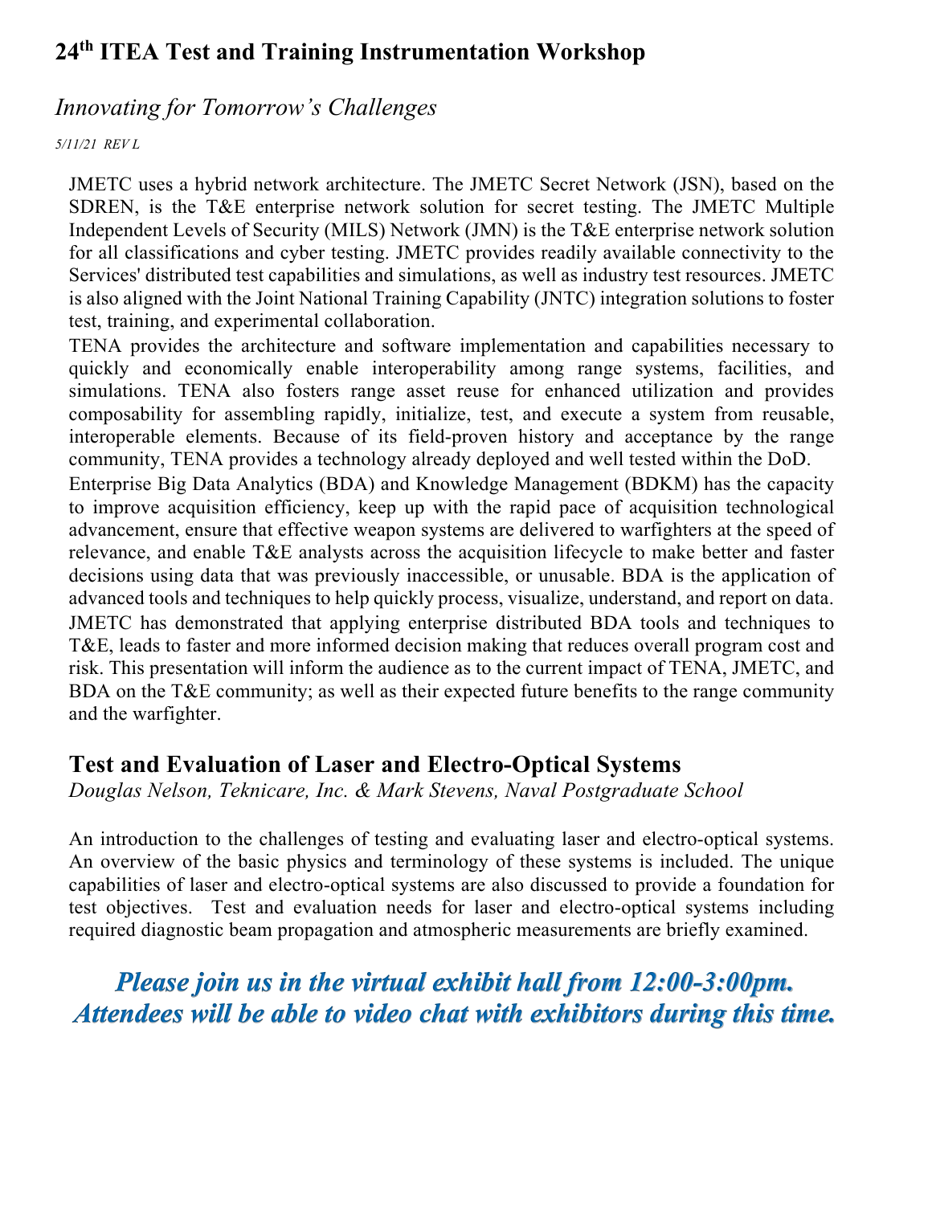JMETC uses a hybrid network architecture. The JMETC Secret Network (JSN), based on the SDREN, is the T&E enterprise network solution for secret testing. The JMETC Multiple Independent Levels of Security (MILS) Network (JMN) is the T&E enterprise network solution for all classifications and cyber testing. JMETC provides readily available connectivity to the Services' distributed test capabilities and simulations, as well as industry test resources. JMETC is also aligned with the Joint National Training Capability (JNTC) integration solutions to foster test, training, and experimental collaboration.

TENA provides the architecture and software implementation and capabilities necessary to quickly and economically enable interoperability among range systems, facilities, and simulations. TENA also fosters range asset reuse for enhanced utilization and provides composability for assembling rapidly, initialize, test, and execute a system from reusable, interoperable elements. Because of its field-proven history and acceptance by the range community, TENA provides a technology already deployed and well tested within the DoD.

Enterprise Big Data Analytics (BDA) and Knowledge Management (BDKM) has the capacity to improve acquisition efficiency, keep up with the rapid pace of acquisition technological advancement, ensure that effective weapon systems are delivered to warfighters at the speed of relevance, and enable T&E analysts across the acquisition lifecycle to make better and faster decisions using data that was previously inaccessible, or unusable. BDA is the application of advanced tools and techniques to help quickly process, visualize, understand, and report on data. JMETC has demonstrated that applying enterprise distributed BDA tools and techniques to T&E, leads to faster and more informed decision making that reduces overall program cost and risk. This presentation will inform the audience as to the current impact of TENA, JMETC, and BDA on the T&E community; as well as their expected future benefits to the range community and the warfighter.

## Test and Evaluation of Laser and Electro-Optical Systems

*Douglas Nelson, Teknicare, Inc. & Mark Stevens, Naval Postgraduate School*

An introduction to the challenges of testing and evaluating laser and electro-optical systems. An overview of the basic physics and terminology of these systems is included. The unique capabilities of laser and electro-optical systems are also discussed to provide a foundation for test objectives. Test and evaluation needs for laser and electro-optical systems including required diagnostic beam propagation and atmospheric measurements are briefly examined.

***Please join us in the virtual exhibit hall from 12:00-3:00pm. Attendees will be able to video chat with exhibitors during this time.***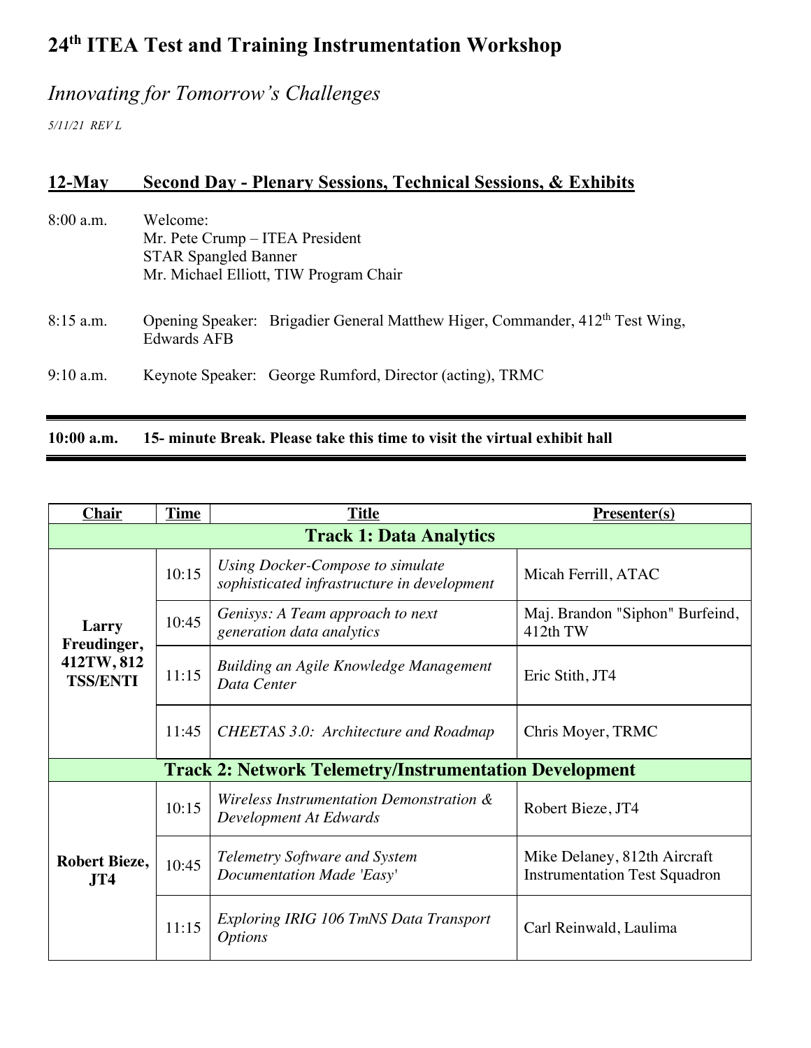# 24th ITEA Test and Training Instrumentation Workshop

*Innovating for Tomorrow's Challenges*

*5/11/21 REV L*

## 12-May Second Day - Plenary Sessions, Technical Sessions, & Exhibits

8:00 a.m. Welcome:
Mr. Pete Crump – ITEA President
STAR Spangled Banner
Mr. Michael Elliott, TIW Program Chair

8:15 a.m. Opening Speaker: Brigadier General Matthew Higer, Commander, 412th Test Wing, Edwards AFB

9:10 a.m. Keynote Speaker: George Rumford, Director (acting), TRMC

**10:00 a.m. 15- minute Break. Please take this time to visit the virtual exhibit hall**

| Chair | Time | Title | Presenter(s) |
|---|---|---|---|
| **Track 1: Data Analytics** | | | |
| **Larry Freudinger, 412TW, 812 TSS/ENTI** | 10:15 | *Using Docker-Compose to simulate sophisticated infrastructure in development* | Micah Ferrill, ATAC |
| | 10:45 | *Genisys: A Team approach to next generation data analytics* | Maj. Brandon "Siphon" Burfeind, 412th TW |
| | 11:15 | *Building an Agile Knowledge Management Data Center* | Eric Stith, JT4 |
| | 11:45 | *CHEETAS 3.0: Architecture and Roadmap* | Chris Moyer, TRMC |
| **Track 2: Network Telemetry/Instrumentation Development** | | | |
| **Robert Bieze, JT4** | 10:15 | *Wireless Instrumentation Demonstration & Development At Edwards* | Robert Bieze, JT4 |
| | 10:45 | *Telemetry Software and System Documentation Made 'Easy'* | Mike Delaney, 812th Aircraft Instrumentation Test Squadron |
| | 11:15 | *Exploring IRIG 106 TmNS Data Transport Options* | Carl Reinwald, Laulima |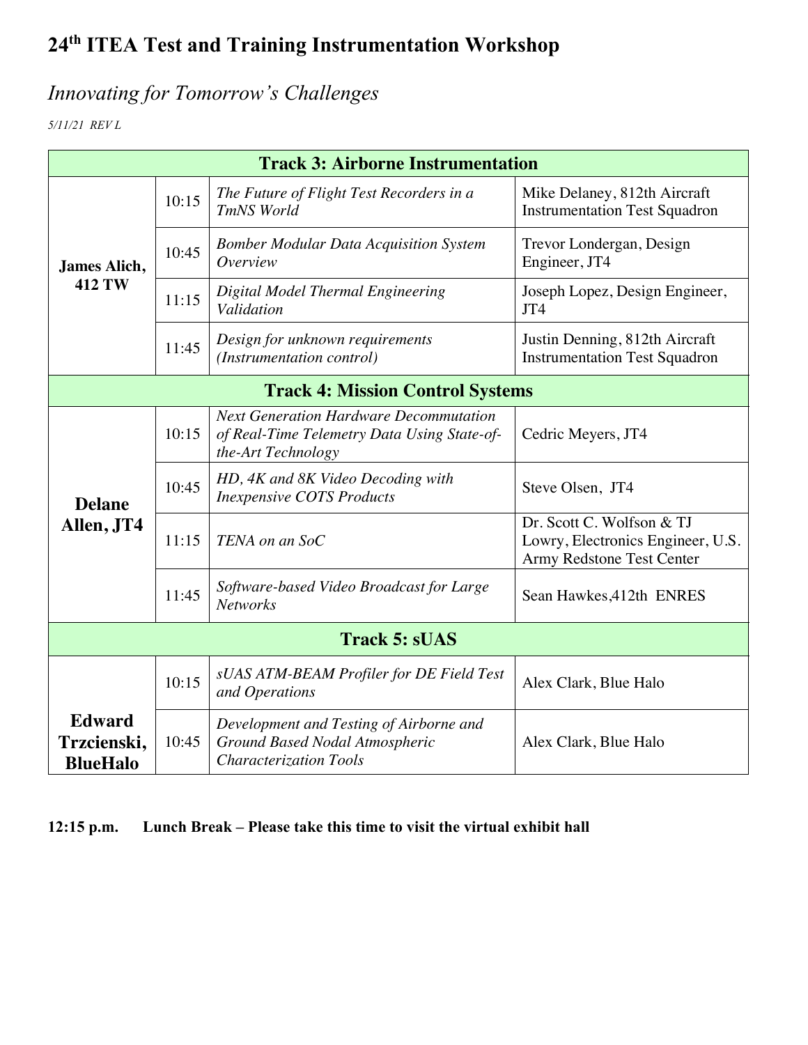# 24th ITEA Test and Training Instrumentation Workshop

## *Innovating for Tomorrow's Challenges*

*5/11/21 REV L*

| **Track 3: Airborne Instrumentation** | | | |
|---|---|---|---|
| **James Alich, 412 TW** | 10:15 | *The Future of Flight Test Recorders in a TmNS World* | Mike Delaney, 812th Aircraft Instrumentation Test Squadron |
| | 10:45 | *Bomber Modular Data Acquisition System Overview* | Trevor Londergan, Design Engineer, JT4 |
| | 11:15 | *Digital Model Thermal Engineering Validation* | Joseph Lopez, Design Engineer, JT4 |
| | 11:45 | *Design for unknown requirements (Instrumentation control)* | Justin Denning, 812th Aircraft Instrumentation Test Squadron |
| **Track 4: Mission Control Systems** | | | |
| **Delane Allen, JT4** | 10:15 | *Next Generation Hardware Decommutation of Real-Time Telemetry Data Using State-of-the-Art Technology* | Cedric Meyers, JT4 |
| | 10:45 | *HD, 4K and 8K Video Decoding with Inexpensive COTS Products* | Steve Olsen, JT4 |
| | 11:15 | *TENA on an SoC* | Dr. Scott C. Wolfson & TJ Lowry, Electronics Engineer, U.S. Army Redstone Test Center |
| | 11:45 | *Software-based Video Broadcast for Large Networks* | Sean Hawkes,412th ENRES |
| **Track 5: sUAS** | | | |
| **Edward Trzcienski, BlueHalo** | 10:15 | *sUAS ATM-BEAM Profiler for DE Field Test and Operations* | Alex Clark, Blue Halo |
| | 10:45 | *Development and Testing of Airborne and Ground Based Nodal Atmospheric Characterization Tools* | Alex Clark, Blue Halo |

**12:15 p.m. Lunch Break – Please take this time to visit the virtual exhibit hall**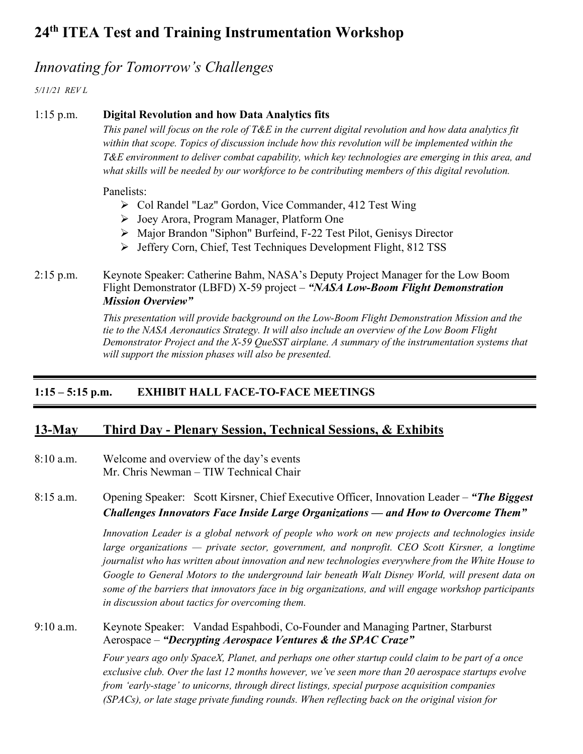# 24th ITEA Test and Training Instrumentation Workshop

## *Innovating for Tomorrow's Challenges*

*5/11/21 REV L*

1:15 p.m. **Digital Revolution and how Data Analytics fits**

*This panel will focus on the role of T&E in the current digital revolution and how data analytics fit within that scope. Topics of discussion include how this revolution will be implemented within the T&E environment to deliver combat capability, which key technologies are emerging in this area, and what skills will be needed by our workforce to be contributing members of this digital revolution.*

Panelists:

- Col Randel "Laz" Gordon, Vice Commander, 412 Test Wing
- Joey Arora, Program Manager, Platform One
- Major Brandon "Siphon" Burfeind, F-22 Test Pilot, Genisys Director
- Jeffery Corn, Chief, Test Techniques Development Flight, 812 TSS

2:15 p.m. Keynote Speaker: Catherine Bahm, NASA's Deputy Project Manager for the Low Boom Flight Demonstrator (LBFD) X-59 project – ***"NASA Low-Boom Flight Demonstration Mission Overview"***

*This presentation will provide background on the Low-Boom Flight Demonstration Mission and the tie to the NASA Aeronautics Strategy. It will also include an overview of the Low Boom Flight Demonstrator Project and the X-59 QueSST airplane. A summary of the instrumentation systems that will support the mission phases will also be presented.*

---

**1:15 – 5:15 p.m. EXHIBIT HALL FACE-TO-FACE MEETINGS**

---

## 13-May Third Day - Plenary Session, Technical Sessions, & Exhibits

8:10 a.m. Welcome and overview of the day's events
Mr. Chris Newman – TIW Technical Chair

8:15 a.m. Opening Speaker: Scott Kirsner, Chief Executive Officer, Innovation Leader – ***"The Biggest Challenges Innovators Face Inside Large Organizations — and How to Overcome Them"***

*Innovation Leader is a global network of people who work on new projects and technologies inside large organizations — private sector, government, and nonprofit. CEO Scott Kirsner, a longtime journalist who has written about innovation and new technologies everywhere from the White House to Google to General Motors to the underground lair beneath Walt Disney World, will present data on some of the barriers that innovators face in big organizations, and will engage workshop participants in discussion about tactics for overcoming them.*

9:10 a.m. Keynote Speaker: Vandad Espahbodi, Co-Founder and Managing Partner, Starburst Aerospace – ***"Decrypting Aerospace Ventures & the SPAC Craze"***

*Four years ago only SpaceX, Planet, and perhaps one other startup could claim to be part of a once exclusive club. Over the last 12 months however, we've seen more than 20 aerospace startups evolve from 'early-stage' to unicorns, through direct listings, special purpose acquisition companies (SPACs), or late stage private funding rounds. When reflecting back on the original vision for*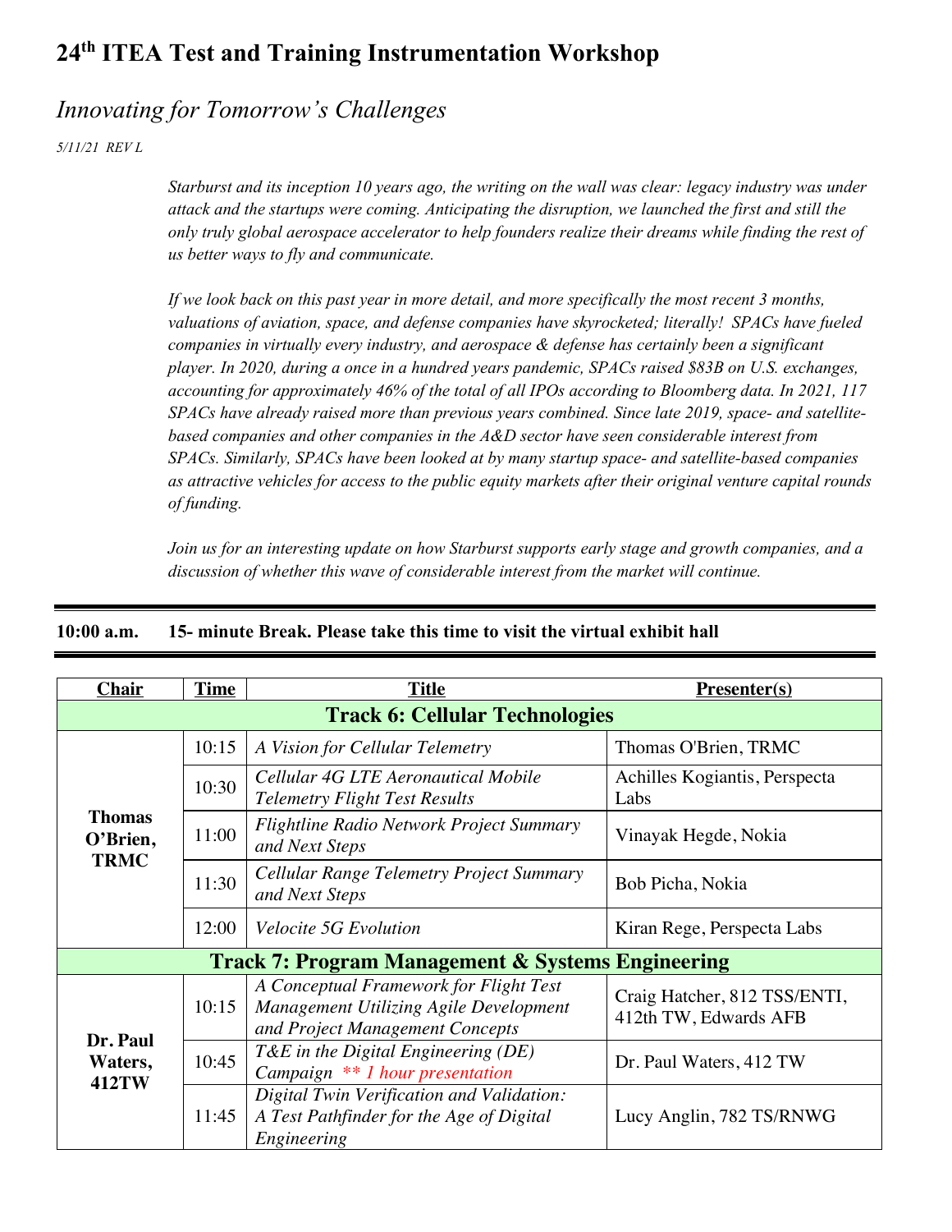# 24[th] ITEA Test and Training Instrumentation Workshop

## *Innovating for Tomorrow's Challenges*

*5/11/21 REV L*

*Starburst and its inception 10 years ago, the writing on the wall was clear: legacy industry was under attack and the startups were coming. Anticipating the disruption, we launched the first and still the only truly global aerospace accelerator to help founders realize their dreams while finding the rest of us better ways to fly and communicate.*

*If we look back on this past year in more detail, and more specifically the most recent 3 months, valuations of aviation, space, and defense companies have skyrocketed; literally! SPACs have fueled companies in virtually every industry, and aerospace & defense has certainly been a significant player. In 2020, during a once in a hundred years pandemic, SPACs raised $83B on U.S. exchanges, accounting for approximately 46% of the total of all IPOs according to Bloomberg data. In 2021, 117 SPACs have already raised more than previous years combined. Since late 2019, space- and satellite-based companies and other companies in the A&D sector have seen considerable interest from SPACs. Similarly, SPACs have been looked at by many startup space- and satellite-based companies as attractive vehicles for access to the public equity markets after their original venture capital rounds of funding.*

*Join us for an interesting update on how Starburst supports early stage and growth companies, and a discussion of whether this wave of considerable interest from the market will continue.*

---

**10:00 a.m. 15- minute Break. Please take this time to visit the virtual exhibit hall**

---

| Chair | Time | Title | Presenter(s) |
|---|---|---|---|
| **Track 6: Cellular Technologies** | | | |
| **Thomas O'Brien, TRMC** | 10:15 | *A Vision for Cellular Telemetry* | Thomas O'Brien, TRMC |
| | 10:30 | *Cellular 4G LTE Aeronautical Mobile Telemetry Flight Test Results* | Achilles Kogiantis, Perspecta Labs |
| | 11:00 | *Flightline Radio Network Project Summary and Next Steps* | Vinayak Hegde, Nokia |
| | 11:30 | *Cellular Range Telemetry Project Summary and Next Steps* | Bob Picha, Nokia |
| | 12:00 | *Velocite 5G Evolution* | Kiran Rege, Perspecta Labs |
| **Track 7: Program Management & Systems Engineering** | | | |
| **Dr. Paul Waters, 412TW** | 10:15 | *A Conceptual Framework for Flight Test Management Utilizing Agile Development and Project Management Concepts* | Craig Hatcher, 812 TSS/ENTI, 412th TW, Edwards AFB |
| | 10:45 | *T&E in the Digital Engineering (DE) Campaign ** 1 hour presentation* | Dr. Paul Waters, 412 TW |
| | 11:45 | *Digital Twin Verification and Validation: A Test Pathfinder for the Age of Digital Engineering* | Lucy Anglin, 782 TS/RNWG |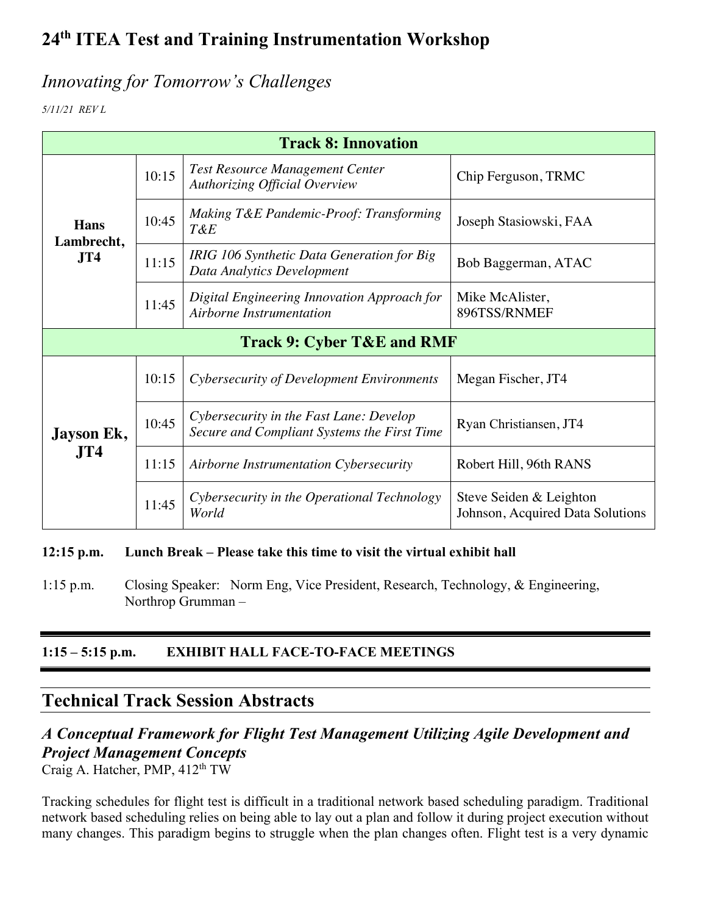# 24th ITEA Test and Training Instrumentation Workshop

## *Innovating for Tomorrow's Challenges*

*5/11/21 REV L*

| Track 8: Innovation | | | |
|---|---|---|---|
| **Hans Lambrecht, JT4** | 10:15 | *Test Resource Management Center Authorizing Official Overview* | Chip Ferguson, TRMC |
| | 10:45 | *Making T&E Pandemic-Proof: Transforming T&E* | Joseph Stasiowski, FAA |
| | 11:15 | *IRIG 106 Synthetic Data Generation for Big Data Analytics Development* | Bob Baggerman, ATAC |
| | 11:45 | *Digital Engineering Innovation Approach for Airborne Instrumentation* | Mike McAlister, 896TSS/RNMEF |
| **Track 9: Cyber T&E and RMF** | | | |
| **Jayson Ek, JT4** | 10:15 | *Cybersecurity of Development Environments* | Megan Fischer, JT4 |
| | 10:45 | *Cybersecurity in the Fast Lane: Develop Secure and Compliant Systems the First Time* | Ryan Christiansen, JT4 |
| | 11:15 | *Airborne Instrumentation Cybersecurity* | Robert Hill, 96th RANS |
| | 11:45 | *Cybersecurity in the Operational Technology World* | Steve Seiden & Leighton Johnson, Acquired Data Solutions |

**12:15 p.m. Lunch Break – Please take this time to visit the virtual exhibit hall**

1:15 p.m. Closing Speaker: Norm Eng, Vice President, Research, Technology, & Engineering, Northrop Grumman –

**1:15 – 5:15 p.m. EXHIBIT HALL FACE-TO-FACE MEETINGS**

## Technical Track Session Abstracts

### *A Conceptual Framework for Flight Test Management Utilizing Agile Development and Project Management Concepts*

Craig A. Hatcher, PMP, 412th TW

Tracking schedules for flight test is difficult in a traditional network based scheduling paradigm. Traditional network based scheduling relies on being able to lay out a plan and follow it during project execution without many changes. This paradigm begins to struggle when the plan changes often. Flight test is a very dynamic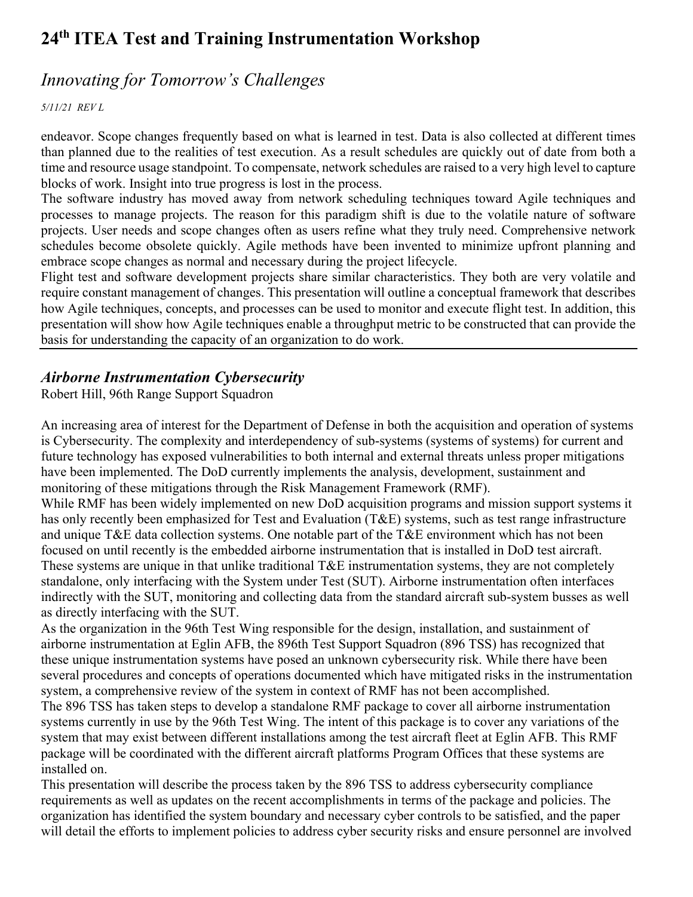endeavor. Scope changes frequently based on what is learned in test. Data is also collected at different times than planned due to the realities of test execution. As a result schedules are quickly out of date from both a time and resource usage standpoint. To compensate, network schedules are raised to a very high level to capture blocks of work. Insight into true progress is lost in the process.

The software industry has moved away from network scheduling techniques toward Agile techniques and processes to manage projects. The reason for this paradigm shift is due to the volatile nature of software projects. User needs and scope changes often as users refine what they truly need. Comprehensive network schedules become obsolete quickly. Agile methods have been invented to minimize upfront planning and embrace scope changes as normal and necessary during the project lifecycle.

Flight test and software development projects share similar characteristics. They both are very volatile and require constant management of changes. This presentation will outline a conceptual framework that describes how Agile techniques, concepts, and processes can be used to monitor and execute flight test. In addition, this presentation will show how Agile techniques enable a throughput metric to be constructed that can provide the basis for understanding the capacity of an organization to do work.

---

## *Airborne Instrumentation Cybersecurity*

Robert Hill, 96th Range Support Squadron

An increasing area of interest for the Department of Defense in both the acquisition and operation of systems is Cybersecurity. The complexity and interdependency of sub-systems (systems of systems) for current and future technology has exposed vulnerabilities to both internal and external threats unless proper mitigations have been implemented. The DoD currently implements the analysis, development, sustainment and monitoring of these mitigations through the Risk Management Framework (RMF).

While RMF has been widely implemented on new DoD acquisition programs and mission support systems it has only recently been emphasized for Test and Evaluation (T&E) systems, such as test range infrastructure and unique T&E data collection systems. One notable part of the T&E environment which has not been focused on until recently is the embedded airborne instrumentation that is installed in DoD test aircraft. These systems are unique in that unlike traditional T&E instrumentation systems, they are not completely standalone, only interfacing with the System under Test (SUT). Airborne instrumentation often interfaces indirectly with the SUT, monitoring and collecting data from the standard aircraft sub-system busses as well as directly interfacing with the SUT.

As the organization in the 96th Test Wing responsible for the design, installation, and sustainment of airborne instrumentation at Eglin AFB, the 896th Test Support Squadron (896 TSS) has recognized that these unique instrumentation systems have posed an unknown cybersecurity risk. While there have been several procedures and concepts of operations documented which have mitigated risks in the instrumentation system, a comprehensive review of the system in context of RMF has not been accomplished.

The 896 TSS has taken steps to develop a standalone RMF package to cover all airborne instrumentation systems currently in use by the 96th Test Wing. The intent of this package is to cover any variations of the system that may exist between different installations among the test aircraft fleet at Eglin AFB. This RMF package will be coordinated with the different aircraft platforms Program Offices that these systems are installed on.

This presentation will describe the process taken by the 896 TSS to address cybersecurity compliance requirements as well as updates on the recent accomplishments in terms of the package and policies. The organization has identified the system boundary and necessary cyber controls to be satisfied, and the paper will detail the efforts to implement policies to address cyber security risks and ensure personnel are involved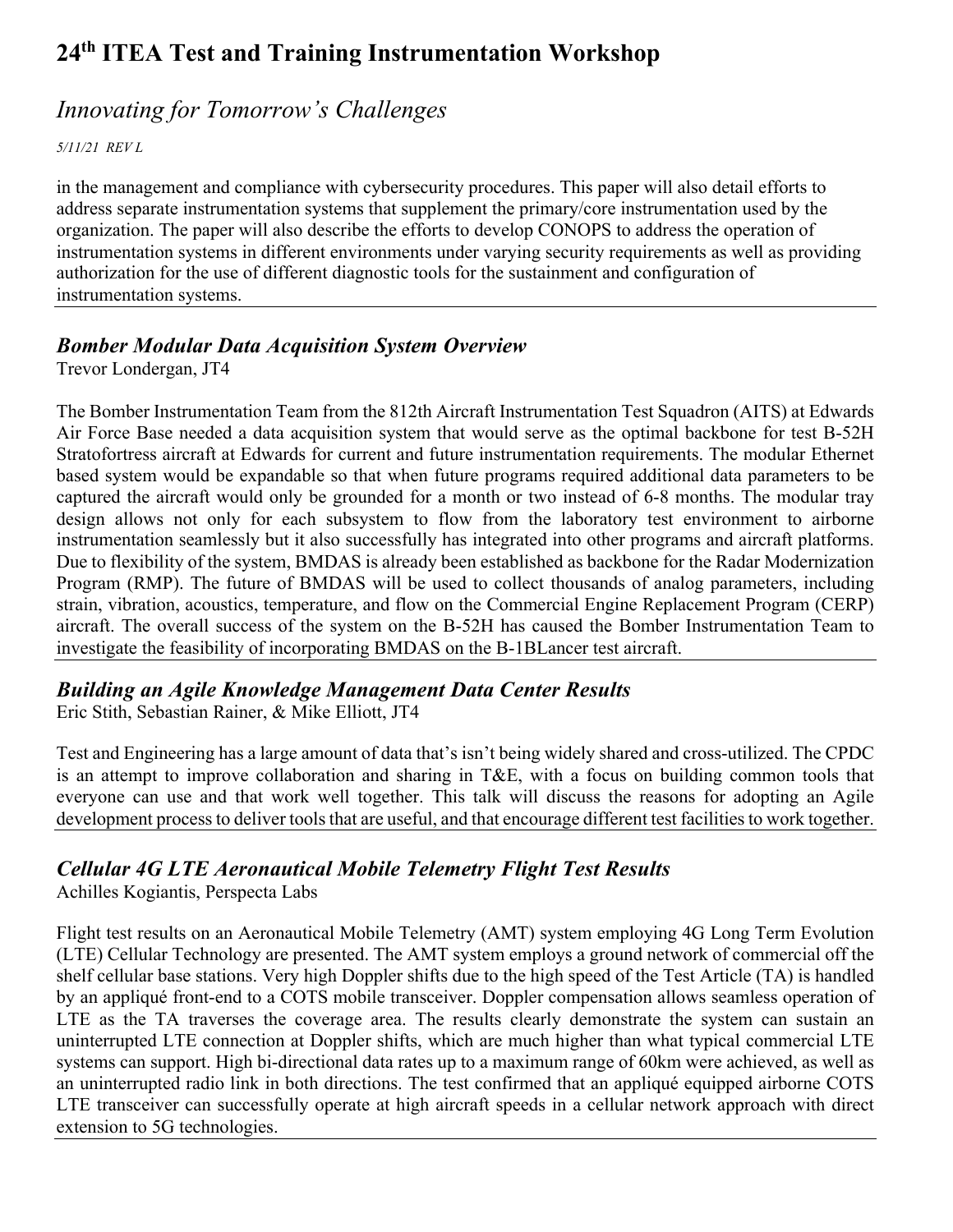in the management and compliance with cybersecurity procedures. This paper will also detail efforts to address separate instrumentation systems that supplement the primary/core instrumentation used by the organization. The paper will also describe the efforts to develop CONOPS to address the operation of instrumentation systems in different environments under varying security requirements as well as providing authorization for the use of different diagnostic tools for the sustainment and configuration of instrumentation systems.

---

### *Bomber Modular Data Acquisition System Overview*

Trevor Londergan, JT4

The Bomber Instrumentation Team from the 812th Aircraft Instrumentation Test Squadron (AITS) at Edwards Air Force Base needed a data acquisition system that would serve as the optimal backbone for test B-52H Stratofortress aircraft at Edwards for current and future instrumentation requirements. The modular Ethernet based system would be expandable so that when future programs required additional data parameters to be captured the aircraft would only be grounded for a month or two instead of 6-8 months. The modular tray design allows not only for each subsystem to flow from the laboratory test environment to airborne instrumentation seamlessly but it also successfully has integrated into other programs and aircraft platforms. Due to flexibility of the system, BMDAS is already been established as backbone for the Radar Modernization Program (RMP). The future of BMDAS will be used to collect thousands of analog parameters, including strain, vibration, acoustics, temperature, and flow on the Commercial Engine Replacement Program (CERP) aircraft. The overall success of the system on the B-52H has caused the Bomber Instrumentation Team to investigate the feasibility of incorporating BMDAS on the B-1BLancer test aircraft.

---

### *Building an Agile Knowledge Management Data Center Results*

Eric Stith, Sebastian Rainer, & Mike Elliott, JT4

Test and Engineering has a large amount of data that's isn't being widely shared and cross-utilized. The CPDC is an attempt to improve collaboration and sharing in T&E, with a focus on building common tools that everyone can use and that work well together. This talk will discuss the reasons for adopting an Agile development process to deliver tools that are useful, and that encourage different test facilities to work together.

---

### *Cellular 4G LTE Aeronautical Mobile Telemetry Flight Test Results*

Achilles Kogiantis, Perspecta Labs

Flight test results on an Aeronautical Mobile Telemetry (AMT) system employing 4G Long Term Evolution (LTE) Cellular Technology are presented. The AMT system employs a ground network of commercial off the shelf cellular base stations. Very high Doppler shifts due to the high speed of the Test Article (TA) is handled by an appliqué front-end to a COTS mobile transceiver. Doppler compensation allows seamless operation of LTE as the TA traverses the coverage area. The results clearly demonstrate the system can sustain an uninterrupted LTE connection at Doppler shifts, which are much higher than what typical commercial LTE systems can support. High bi-directional data rates up to a maximum range of 60km were achieved, as well as an uninterrupted radio link in both directions. The test confirmed that an appliqué equipped airborne COTS LTE transceiver can successfully operate at high aircraft speeds in a cellular network approach with direct extension to 5G technologies.

---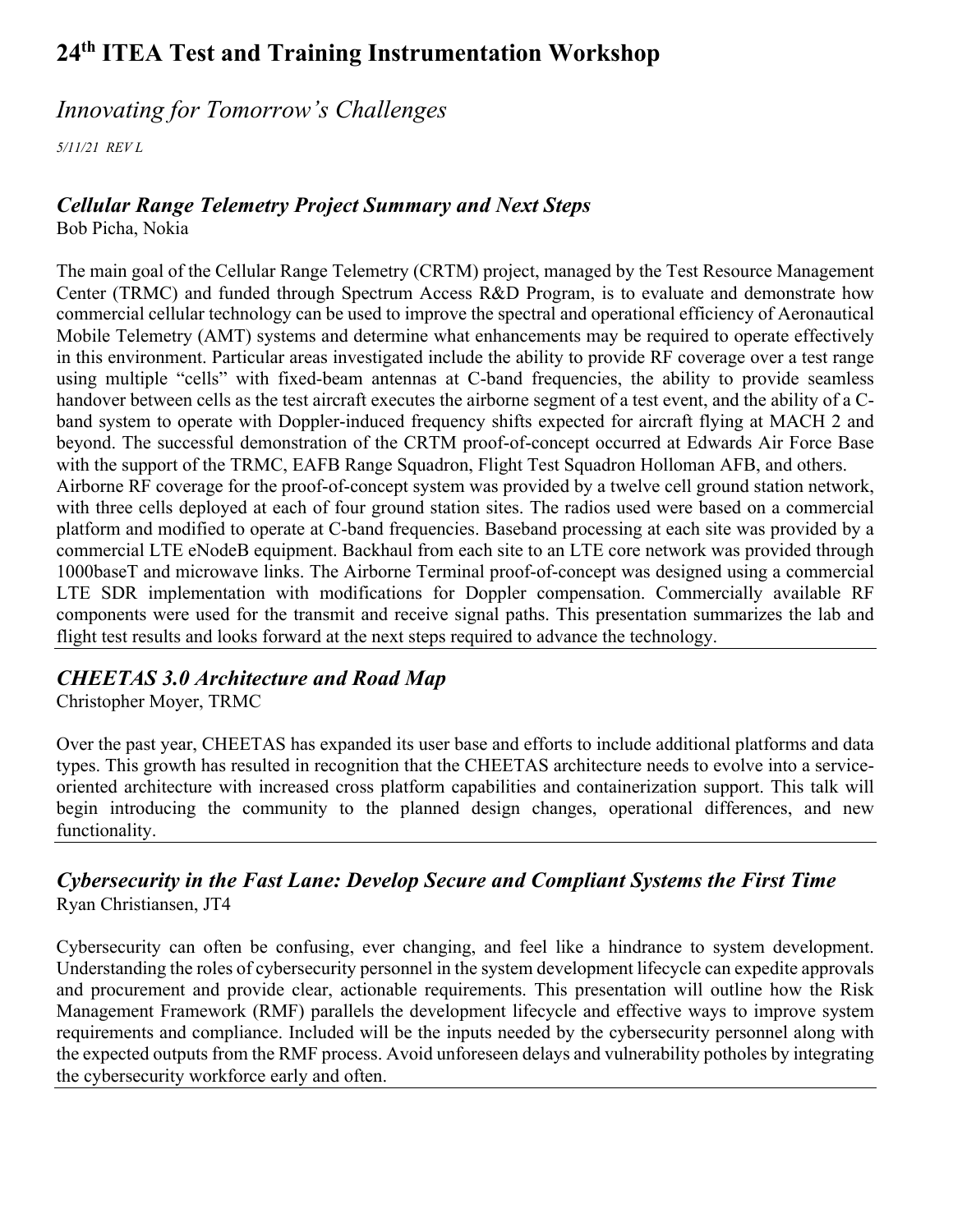# 24th ITEA Test and Training Instrumentation Workshop

## *Innovating for Tomorrow's Challenges*

*5/11/21 REV L*

### *Cellular Range Telemetry Project Summary and Next Steps*

Bob Picha, Nokia

The main goal of the Cellular Range Telemetry (CRTM) project, managed by the Test Resource Management Center (TRMC) and funded through Spectrum Access R&D Program, is to evaluate and demonstrate how commercial cellular technology can be used to improve the spectral and operational efficiency of Aeronautical Mobile Telemetry (AMT) systems and determine what enhancements may be required to operate effectively in this environment. Particular areas investigated include the ability to provide RF coverage over a test range using multiple "cells" with fixed-beam antennas at C-band frequencies, the ability to provide seamless handover between cells as the test aircraft executes the airborne segment of a test event, and the ability of a C-band system to operate with Doppler-induced frequency shifts expected for aircraft flying at MACH 2 and beyond. The successful demonstration of the CRTM proof-of-concept occurred at Edwards Air Force Base with the support of the TRMC, EAFB Range Squadron, Flight Test Squadron Holloman AFB, and others.
Airborne RF coverage for the proof-of-concept system was provided by a twelve cell ground station network, with three cells deployed at each of four ground station sites. The radios used were based on a commercial platform and modified to operate at C-band frequencies. Baseband processing at each site was provided by a commercial LTE eNodeB equipment. Backhaul from each site to an LTE core network was provided through 1000baseT and microwave links. The Airborne Terminal proof-of-concept was designed using a commercial LTE SDR implementation with modifications for Doppler compensation. Commercially available RF components were used for the transmit and receive signal paths. This presentation summarizes the lab and flight test results and looks forward at the next steps required to advance the technology.

---

### *CHEETAS 3.0 Architecture and Road Map*

Christopher Moyer, TRMC

Over the past year, CHEETAS has expanded its user base and efforts to include additional platforms and data types. This growth has resulted in recognition that the CHEETAS architecture needs to evolve into a service-oriented architecture with increased cross platform capabilities and containerization support. This talk will begin introducing the community to the planned design changes, operational differences, and new functionality.

---

### *Cybersecurity in the Fast Lane: Develop Secure and Compliant Systems the First Time*

Ryan Christiansen, JT4

Cybersecurity can often be confusing, ever changing, and feel like a hindrance to system development. Understanding the roles of cybersecurity personnel in the system development lifecycle can expedite approvals and procurement and provide clear, actionable requirements. This presentation will outline how the Risk Management Framework (RMF) parallels the development lifecycle and effective ways to improve system requirements and compliance. Included will be the inputs needed by the cybersecurity personnel along with the expected outputs from the RMF process. Avoid unforeseen delays and vulnerability potholes by integrating the cybersecurity workforce early and often.

---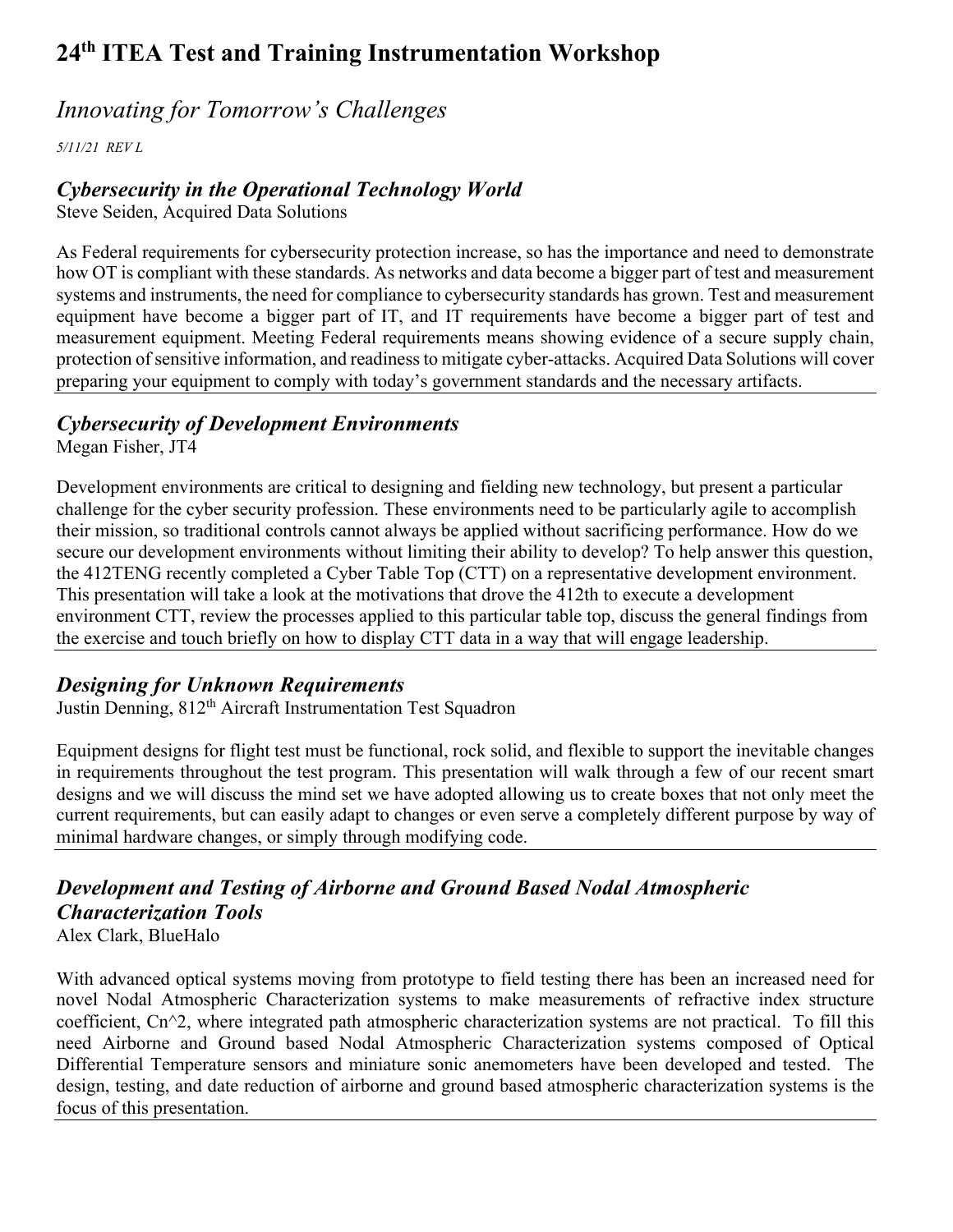# 24th ITEA Test and Training Instrumentation Workshop

## *Innovating for Tomorrow's Challenges*

*5/11/21 REV L*

### *Cybersecurity in the Operational Technology World*

Steve Seiden, Acquired Data Solutions

As Federal requirements for cybersecurity protection increase, so has the importance and need to demonstrate how OT is compliant with these standards. As networks and data become a bigger part of test and measurement systems and instruments, the need for compliance to cybersecurity standards has grown. Test and measurement equipment have become a bigger part of IT, and IT requirements have become a bigger part of test and measurement equipment. Meeting Federal requirements means showing evidence of a secure supply chain, protection of sensitive information, and readiness to mitigate cyber-attacks. Acquired Data Solutions will cover preparing your equipment to comply with today's government standards and the necessary artifacts.

---

### *Cybersecurity of Development Environments*

Megan Fisher, JT4

Development environments are critical to designing and fielding new technology, but present a particular challenge for the cyber security profession. These environments need to be particularly agile to accomplish their mission, so traditional controls cannot always be applied without sacrificing performance. How do we secure our development environments without limiting their ability to develop? To help answer this question, the 412TENG recently completed a Cyber Table Top (CTT) on a representative development environment. This presentation will take a look at the motivations that drove the 412th to execute a development environment CTT, review the processes applied to this particular table top, discuss the general findings from the exercise and touch briefly on how to display CTT data in a way that will engage leadership.

---

### *Designing for Unknown Requirements*

Justin Denning, 812th Aircraft Instrumentation Test Squadron

Equipment designs for flight test must be functional, rock solid, and flexible to support the inevitable changes in requirements throughout the test program. This presentation will walk through a few of our recent smart designs and we will discuss the mind set we have adopted allowing us to create boxes that not only meet the current requirements, but can easily adapt to changes or even serve a completely different purpose by way of minimal hardware changes, or simply through modifying code.

---

### *Development and Testing of Airborne and Ground Based Nodal Atmospheric Characterization Tools*

Alex Clark, BlueHalo

With advanced optical systems moving from prototype to field testing there has been an increased need for novel Nodal Atmospheric Characterization systems to make measurements of refractive index structure coefficient, Cn^2, where integrated path atmospheric characterization systems are not practical. To fill this need Airborne and Ground based Nodal Atmospheric Characterization systems composed of Optical Differential Temperature sensors and miniature sonic anemometers have been developed and tested. The design, testing, and date reduction of airborne and ground based atmospheric characterization systems is the focus of this presentation.

---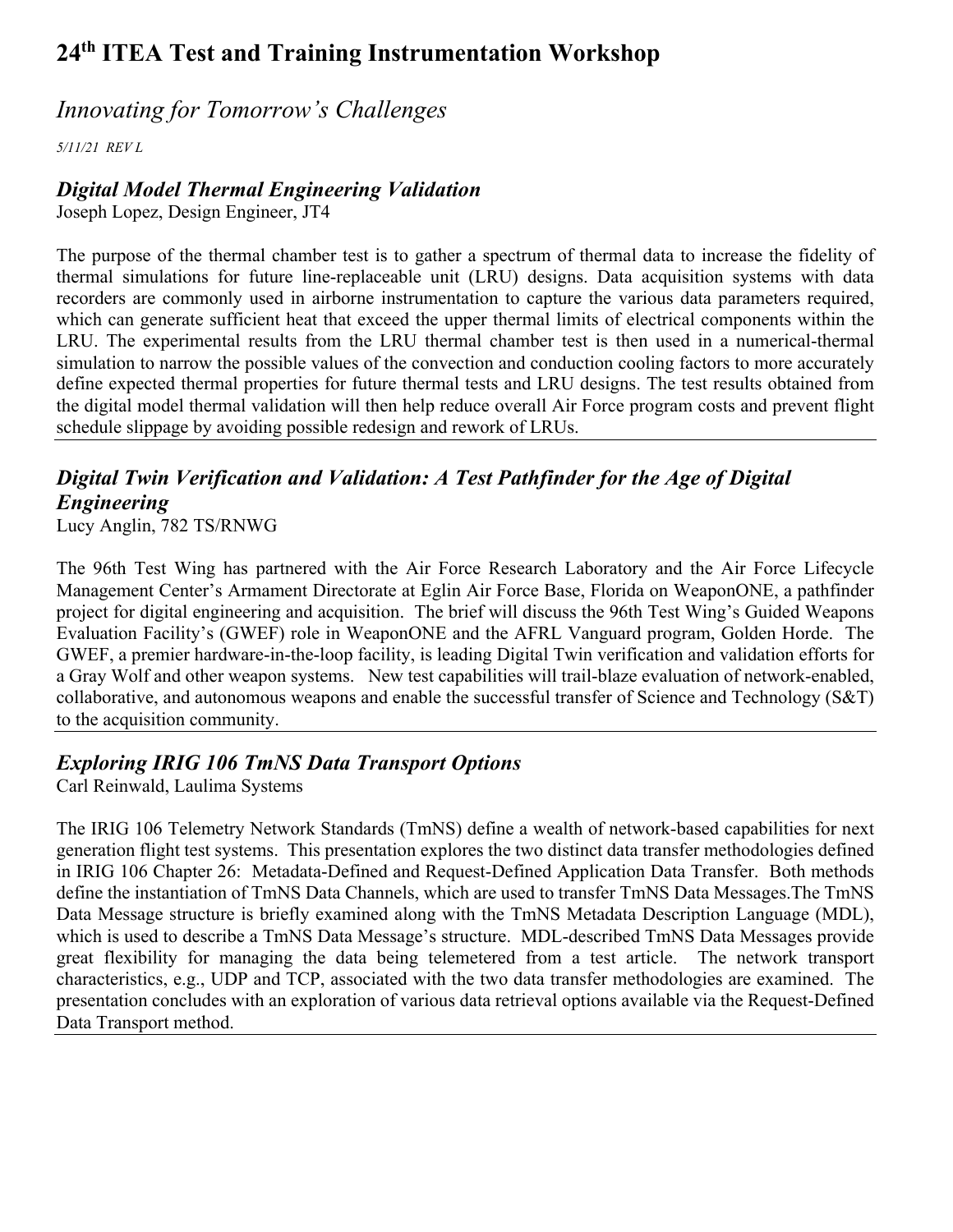# 24th ITEA Test and Training Instrumentation Workshop

## *Innovating for Tomorrow's Challenges*

*5/11/21 REV L*

### *Digital Model Thermal Engineering Validation*

Joseph Lopez, Design Engineer, JT4

The purpose of the thermal chamber test is to gather a spectrum of thermal data to increase the fidelity of thermal simulations for future line-replaceable unit (LRU) designs. Data acquisition systems with data recorders are commonly used in airborne instrumentation to capture the various data parameters required, which can generate sufficient heat that exceed the upper thermal limits of electrical components within the LRU. The experimental results from the LRU thermal chamber test is then used in a numerical-thermal simulation to narrow the possible values of the convection and conduction cooling factors to more accurately define expected thermal properties for future thermal tests and LRU designs. The test results obtained from the digital model thermal validation will then help reduce overall Air Force program costs and prevent flight schedule slippage by avoiding possible redesign and rework of LRUs.

---

### *Digital Twin Verification and Validation: A Test Pathfinder for the Age of Digital Engineering*

Lucy Anglin, 782 TS/RNWG

The 96th Test Wing has partnered with the Air Force Research Laboratory and the Air Force Lifecycle Management Center's Armament Directorate at Eglin Air Force Base, Florida on WeaponONE, a pathfinder project for digital engineering and acquisition. The brief will discuss the 96th Test Wing's Guided Weapons Evaluation Facility's (GWEF) role in WeaponONE and the AFRL Vanguard program, Golden Horde. The GWEF, a premier hardware-in-the-loop facility, is leading Digital Twin verification and validation efforts for a Gray Wolf and other weapon systems. New test capabilities will trail-blaze evaluation of network-enabled, collaborative, and autonomous weapons and enable the successful transfer of Science and Technology (S&T) to the acquisition community.

---

### *Exploring IRIG 106 TmNS Data Transport Options*

Carl Reinwald, Laulima Systems

The IRIG 106 Telemetry Network Standards (TmNS) define a wealth of network-based capabilities for next generation flight test systems. This presentation explores the two distinct data transfer methodologies defined in IRIG 106 Chapter 26: Metadata-Defined and Request-Defined Application Data Transfer. Both methods define the instantiation of TmNS Data Channels, which are used to transfer TmNS Data Messages.The TmNS Data Message structure is briefly examined along with the TmNS Metadata Description Language (MDL), which is used to describe a TmNS Data Message's structure. MDL-described TmNS Data Messages provide great flexibility for managing the data being telemetered from a test article. The network transport characteristics, e.g., UDP and TCP, associated with the two data transfer methodologies are examined. The presentation concludes with an exploration of various data retrieval options available via the Request-Defined Data Transport method.

---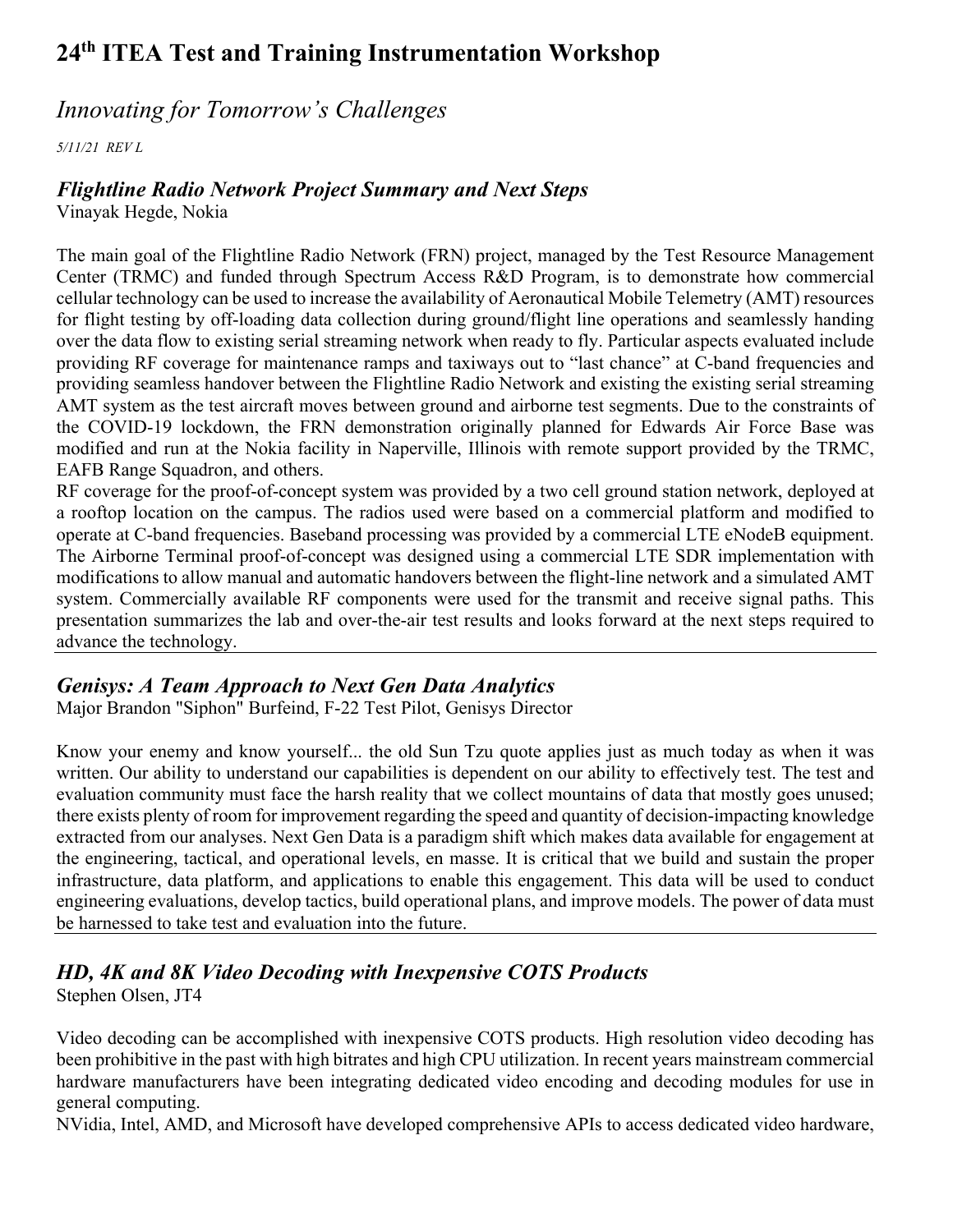# 24th ITEA Test and Training Instrumentation Workshop

*Innovating for Tomorrow's Challenges*

*5/11/21 REV L*

### *Flightline Radio Network Project Summary and Next Steps*

Vinayak Hegde, Nokia

The main goal of the Flightline Radio Network (FRN) project, managed by the Test Resource Management Center (TRMC) and funded through Spectrum Access R&D Program, is to demonstrate how commercial cellular technology can be used to increase the availability of Aeronautical Mobile Telemetry (AMT) resources for flight testing by off-loading data collection during ground/flight line operations and seamlessly handing over the data flow to existing serial streaming network when ready to fly. Particular aspects evaluated include providing RF coverage for maintenance ramps and taxiways out to "last chance" at C-band frequencies and providing seamless handover between the Flightline Radio Network and existing the existing serial streaming AMT system as the test aircraft moves between ground and airborne test segments. Due to the constraints of the COVID-19 lockdown, the FRN demonstration originally planned for Edwards Air Force Base was modified and run at the Nokia facility in Naperville, Illinois with remote support provided by the TRMC, EAFB Range Squadron, and others.

RF coverage for the proof-of-concept system was provided by a two cell ground station network, deployed at a rooftop location on the campus. The radios used were based on a commercial platform and modified to operate at C-band frequencies. Baseband processing was provided by a commercial LTE eNodeB equipment. The Airborne Terminal proof-of-concept was designed using a commercial LTE SDR implementation with modifications to allow manual and automatic handovers between the flight-line network and a simulated AMT system. Commercially available RF components were used for the transmit and receive signal paths. This presentation summarizes the lab and over-the-air test results and looks forward at the next steps required to advance the technology.

---

### *Genisys: A Team Approach to Next Gen Data Analytics*

Major Brandon "Siphon" Burfeind, F-22 Test Pilot, Genisys Director

Know your enemy and know yourself... the old Sun Tzu quote applies just as much today as when it was written. Our ability to understand our capabilities is dependent on our ability to effectively test. The test and evaluation community must face the harsh reality that we collect mountains of data that mostly goes unused; there exists plenty of room for improvement regarding the speed and quantity of decision-impacting knowledge extracted from our analyses. Next Gen Data is a paradigm shift which makes data available for engagement at the engineering, tactical, and operational levels, en masse. It is critical that we build and sustain the proper infrastructure, data platform, and applications to enable this engagement. This data will be used to conduct engineering evaluations, develop tactics, build operational plans, and improve models. The power of data must be harnessed to take test and evaluation into the future.

---

### *HD, 4K and 8K Video Decoding with Inexpensive COTS Products*

Stephen Olsen, JT4

Video decoding can be accomplished with inexpensive COTS products. High resolution video decoding has been prohibitive in the past with high bitrates and high CPU utilization. In recent years mainstream commercial hardware manufacturers have been integrating dedicated video encoding and decoding modules for use in general computing.

NVidia, Intel, AMD, and Microsoft have developed comprehensive APIs to access dedicated video hardware,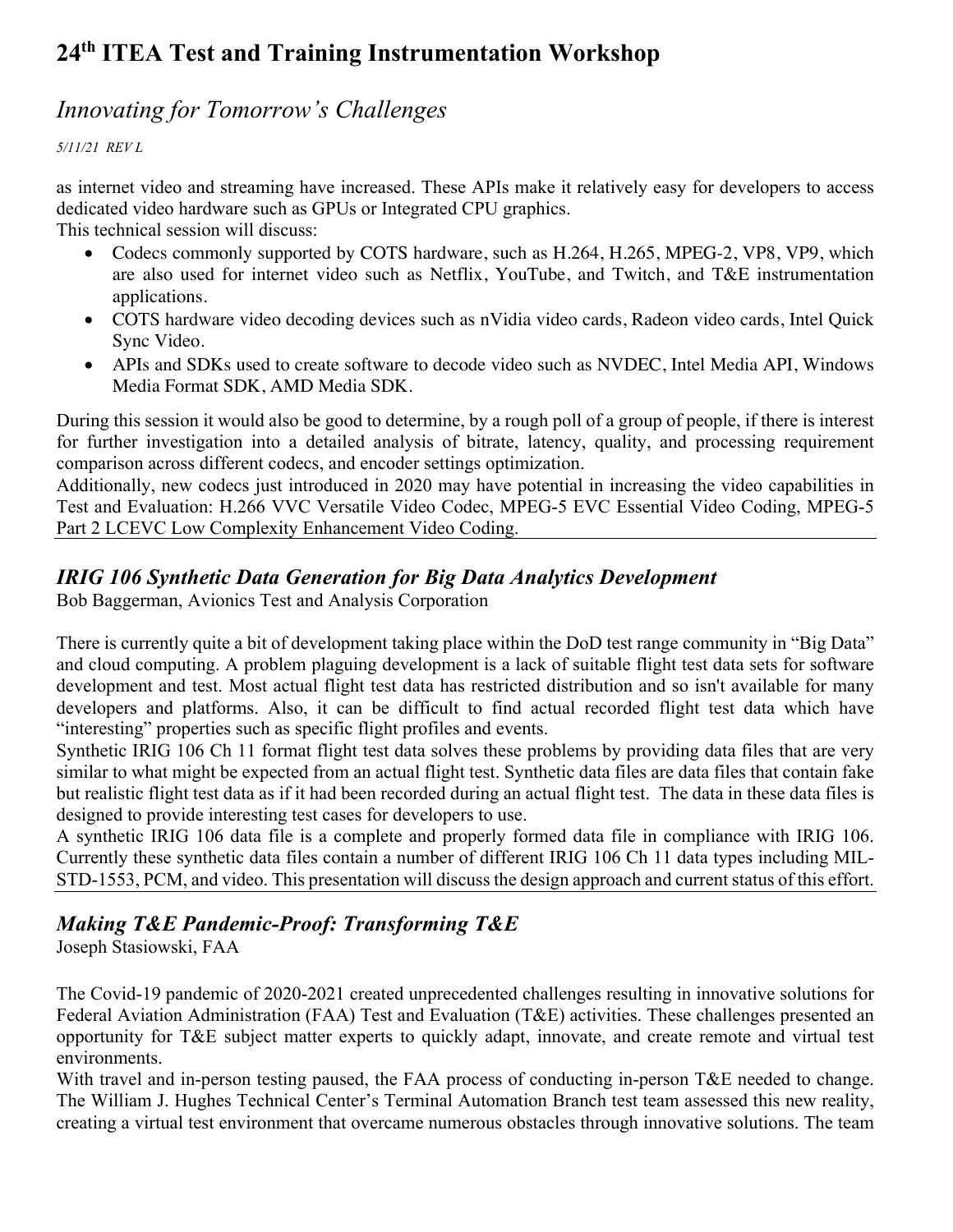as internet video and streaming have increased. These APIs make it relatively easy for developers to access dedicated video hardware such as GPUs or Integrated CPU graphics.
This technical session will discuss:

- Codecs commonly supported by COTS hardware, such as H.264, H.265, MPEG-2, VP8, VP9, which are also used for internet video such as Netflix, YouTube, and Twitch, and T&E instrumentation applications.
- COTS hardware video decoding devices such as nVidia video cards, Radeon video cards, Intel Quick Sync Video.
- APIs and SDKs used to create software to decode video such as NVDEC, Intel Media API, Windows Media Format SDK, AMD Media SDK.

During this session it would also be good to determine, by a rough poll of a group of people, if there is interest for further investigation into a detailed analysis of bitrate, latency, quality, and processing requirement comparison across different codecs, and encoder settings optimization.
Additionally, new codecs just introduced in 2020 may have potential in increasing the video capabilities in Test and Evaluation: H.266 VVC Versatile Video Codec, MPEG-5 EVC Essential Video Coding, MPEG-5 Part 2 LCEVC Low Complexity Enhancement Video Coding.

---

## *IRIG 106 Synthetic Data Generation for Big Data Analytics Development*

Bob Baggerman, Avionics Test and Analysis Corporation

There is currently quite a bit of development taking place within the DoD test range community in "Big Data" and cloud computing. A problem plaguing development is a lack of suitable flight test data sets for software development and test. Most actual flight test data has restricted distribution and so isn't available for many developers and platforms. Also, it can be difficult to find actual recorded flight test data which have "interesting" properties such as specific flight profiles and events.
Synthetic IRIG 106 Ch 11 format flight test data solves these problems by providing data files that are very similar to what might be expected from an actual flight test. Synthetic data files are data files that contain fake but realistic flight test data as if it had been recorded during an actual flight test. The data in these data files is designed to provide interesting test cases for developers to use.
A synthetic IRIG 106 data file is a complete and properly formed data file in compliance with IRIG 106. Currently these synthetic data files contain a number of different IRIG 106 Ch 11 data types including MIL-STD-1553, PCM, and video. This presentation will discuss the design approach and current status of this effort.

---

## *Making T&E Pandemic-Proof: Transforming T&E*

Joseph Stasiowski, FAA

The Covid-19 pandemic of 2020-2021 created unprecedented challenges resulting in innovative solutions for Federal Aviation Administration (FAA) Test and Evaluation (T&E) activities. These challenges presented an opportunity for T&E subject matter experts to quickly adapt, innovate, and create remote and virtual test environments.
With travel and in-person testing paused, the FAA process of conducting in-person T&E needed to change. The William J. Hughes Technical Center's Terminal Automation Branch test team assessed this new reality, creating a virtual test environment that overcame numerous obstacles through innovative solutions. The team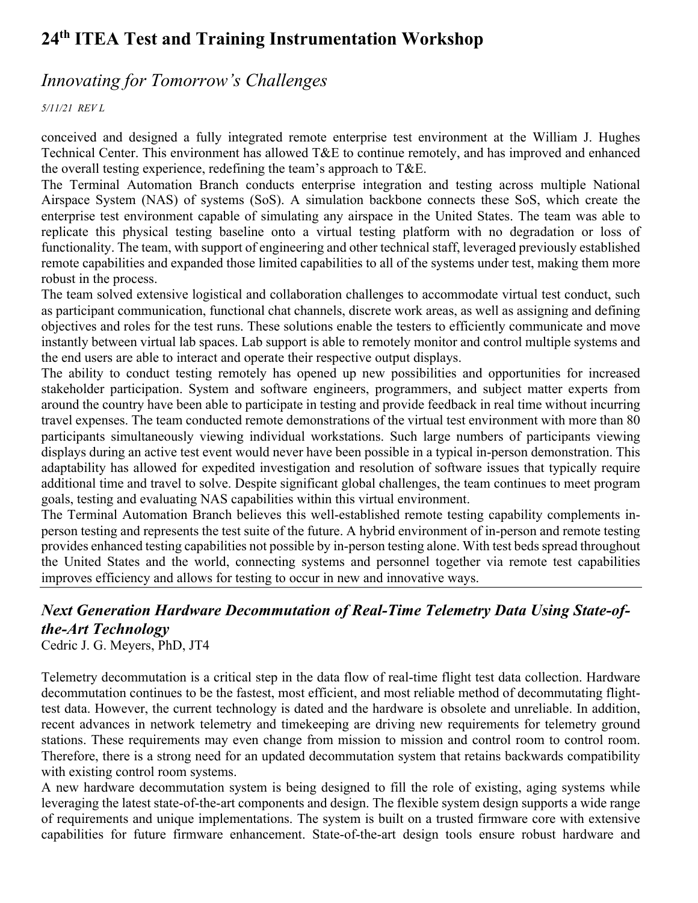conceived and designed a fully integrated remote enterprise test environment at the William J. Hughes Technical Center. This environment has allowed T&E to continue remotely, and has improved and enhanced the overall testing experience, redefining the team's approach to T&E.

The Terminal Automation Branch conducts enterprise integration and testing across multiple National Airspace System (NAS) of systems (SoS). A simulation backbone connects these SoS, which create the enterprise test environment capable of simulating any airspace in the United States. The team was able to replicate this physical testing baseline onto a virtual testing platform with no degradation or loss of functionality. The team, with support of engineering and other technical staff, leveraged previously established remote capabilities and expanded those limited capabilities to all of the systems under test, making them more robust in the process.

The team solved extensive logistical and collaboration challenges to accommodate virtual test conduct, such as participant communication, functional chat channels, discrete work areas, as well as assigning and defining objectives and roles for the test runs. These solutions enable the testers to efficiently communicate and move instantly between virtual lab spaces. Lab support is able to remotely monitor and control multiple systems and the end users are able to interact and operate their respective output displays.

The ability to conduct testing remotely has opened up new possibilities and opportunities for increased stakeholder participation. System and software engineers, programmers, and subject matter experts from around the country have been able to participate in testing and provide feedback in real time without incurring travel expenses. The team conducted remote demonstrations of the virtual test environment with more than 80 participants simultaneously viewing individual workstations. Such large numbers of participants viewing displays during an active test event would never have been possible in a typical in-person demonstration. This adaptability has allowed for expedited investigation and resolution of software issues that typically require additional time and travel to solve. Despite significant global challenges, the team continues to meet program goals, testing and evaluating NAS capabilities within this virtual environment.

The Terminal Automation Branch believes this well-established remote testing capability complements in-person testing and represents the test suite of the future. A hybrid environment of in-person and remote testing provides enhanced testing capabilities not possible by in-person testing alone. With test beds spread throughout the United States and the world, connecting systems and personnel together via remote test capabilities improves efficiency and allows for testing to occur in new and innovative ways.

---

### *Next Generation Hardware Decommutation of Real-Time Telemetry Data Using State-of-the-Art Technology*

Cedric J. G. Meyers, PhD, JT4

Telemetry decommutation is a critical step in the data flow of real-time flight test data collection. Hardware decommutation continues to be the fastest, most efficient, and most reliable method of decommutating flight-test data. However, the current technology is dated and the hardware is obsolete and unreliable. In addition, recent advances in network telemetry and timekeeping are driving new requirements for telemetry ground stations. These requirements may even change from mission to mission and control room to control room. Therefore, there is a strong need for an updated decommutation system that retains backwards compatibility with existing control room systems.

A new hardware decommutation system is being designed to fill the role of existing, aging systems while leveraging the latest state-of-the-art components and design. The flexible system design supports a wide range of requirements and unique implementations. The system is built on a trusted firmware core with extensive capabilities for future firmware enhancement. State-of-the-art design tools ensure robust hardware and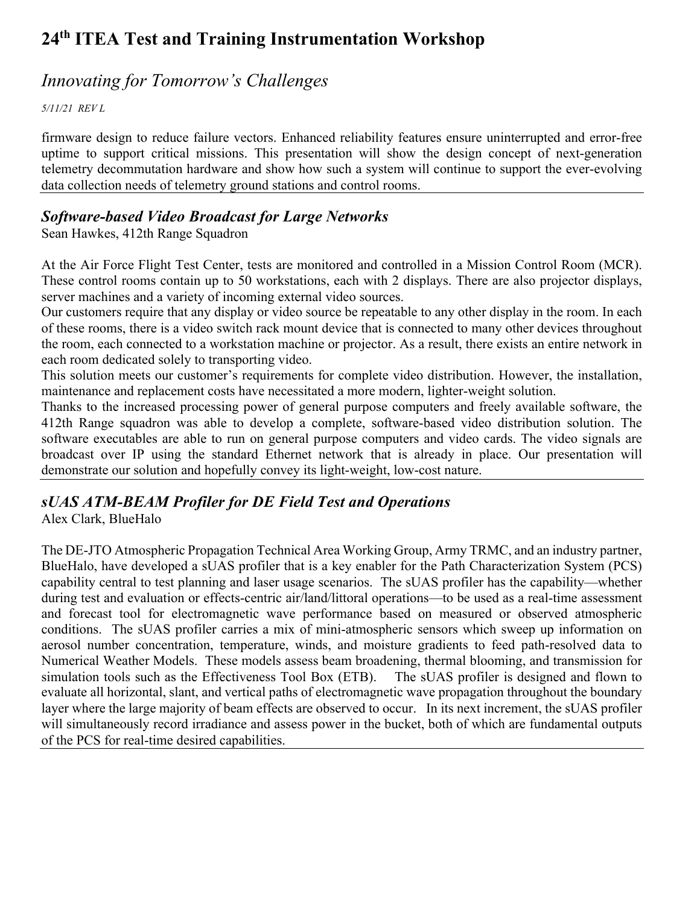firmware design to reduce failure vectors. Enhanced reliability features ensure uninterrupted and error-free uptime to support critical missions. This presentation will show the design concept of next-generation telemetry decommutation hardware and show how such a system will continue to support the ever-evolving data collection needs of telemetry ground stations and control rooms.

---

### *Software-based Video Broadcast for Large Networks*

Sean Hawkes, 412th Range Squadron

At the Air Force Flight Test Center, tests are monitored and controlled in a Mission Control Room (MCR). These control rooms contain up to 50 workstations, each with 2 displays. There are also projector displays, server machines and a variety of incoming external video sources.

Our customers require that any display or video source be repeatable to any other display in the room. In each of these rooms, there is a video switch rack mount device that is connected to many other devices throughout the room, each connected to a workstation machine or projector. As a result, there exists an entire network in each room dedicated solely to transporting video.

This solution meets our customer's requirements for complete video distribution. However, the installation, maintenance and replacement costs have necessitated a more modern, lighter-weight solution.

Thanks to the increased processing power of general purpose computers and freely available software, the 412th Range squadron was able to develop a complete, software-based video distribution solution. The software executables are able to run on general purpose computers and video cards. The video signals are broadcast over IP using the standard Ethernet network that is already in place. Our presentation will demonstrate our solution and hopefully convey its light-weight, low-cost nature.

---

### *sUAS ATM-BEAM Profiler for DE Field Test and Operations*

Alex Clark, BlueHalo

The DE-JTO Atmospheric Propagation Technical Area Working Group, Army TRMC, and an industry partner, BlueHalo, have developed a sUAS profiler that is a key enabler for the Path Characterization System (PCS) capability central to test planning and laser usage scenarios. The sUAS profiler has the capability—whether during test and evaluation or effects-centric air/land/littoral operations—to be used as a real-time assessment and forecast tool for electromagnetic wave performance based on measured or observed atmospheric conditions. The sUAS profiler carries a mix of mini-atmospheric sensors which sweep up information on aerosol number concentration, temperature, winds, and moisture gradients to feed path-resolved data to Numerical Weather Models. These models assess beam broadening, thermal blooming, and transmission for simulation tools such as the Effectiveness Tool Box (ETB). The sUAS profiler is designed and flown to evaluate all horizontal, slant, and vertical paths of electromagnetic wave propagation throughout the boundary layer where the large majority of beam effects are observed to occur. In its next increment, the sUAS profiler will simultaneously record irradiance and assess power in the bucket, both of which are fundamental outputs of the PCS for real-time desired capabilities.

---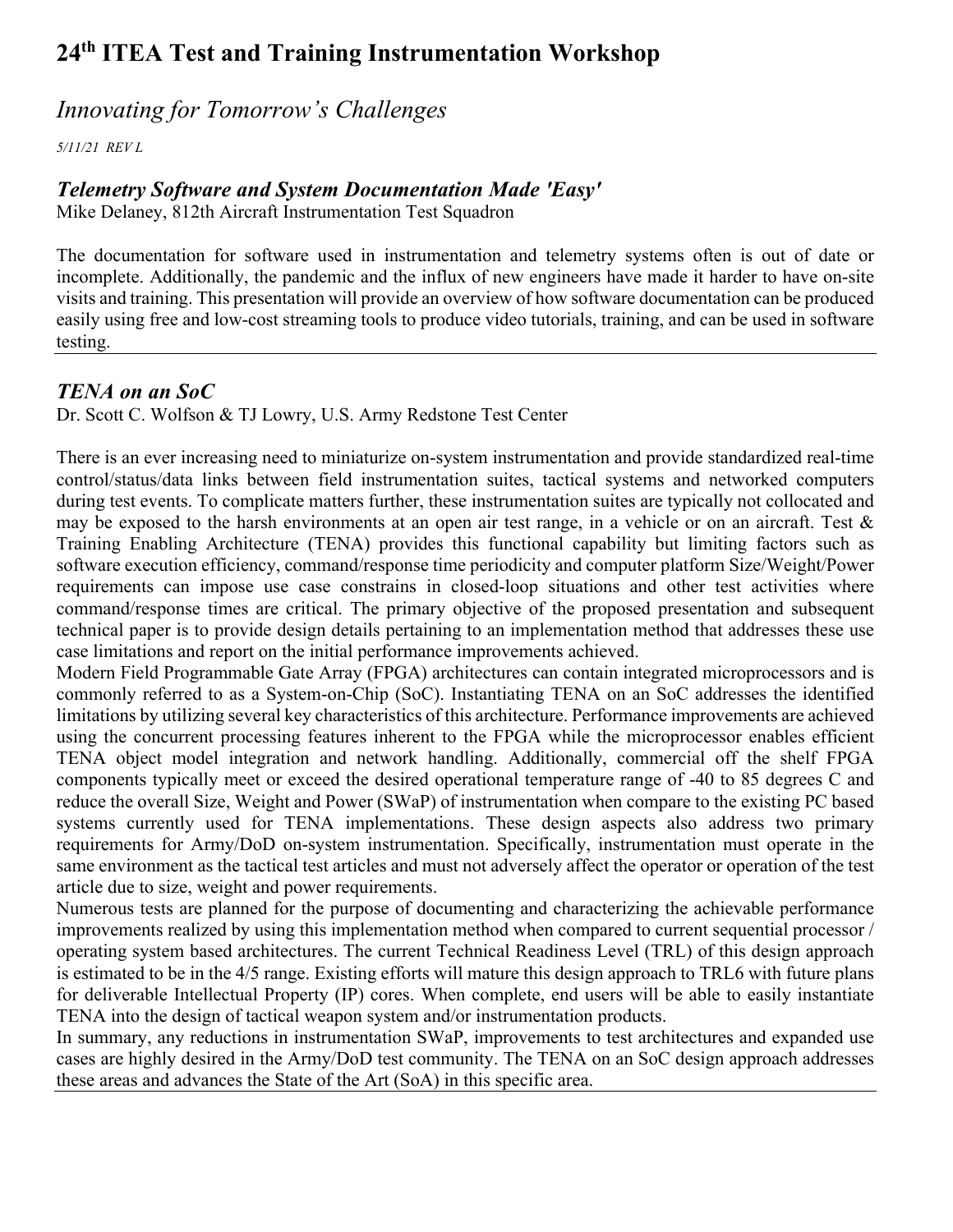# 24th ITEA Test and Training Instrumentation Workshop

## *Innovating for Tomorrow's Challenges*

*5/11/21 REV L*

### *Telemetry Software and System Documentation Made 'Easy'*

Mike Delaney, 812th Aircraft Instrumentation Test Squadron

The documentation for software used in instrumentation and telemetry systems often is out of date or incomplete. Additionally, the pandemic and the influx of new engineers have made it harder to have on-site visits and training. This presentation will provide an overview of how software documentation can be produced easily using free and low-cost streaming tools to produce video tutorials, training, and can be used in software testing.

---

### *TENA on an SoC*

Dr. Scott C. Wolfson & TJ Lowry, U.S. Army Redstone Test Center

There is an ever increasing need to miniaturize on-system instrumentation and provide standardized real-time control/status/data links between field instrumentation suites, tactical systems and networked computers during test events. To complicate matters further, these instrumentation suites are typically not collocated and may be exposed to the harsh environments at an open air test range, in a vehicle or on an aircraft. Test & Training Enabling Architecture (TENA) provides this functional capability but limiting factors such as software execution efficiency, command/response time periodicity and computer platform Size/Weight/Power requirements can impose use case constrains in closed-loop situations and other test activities where command/response times are critical. The primary objective of the proposed presentation and subsequent technical paper is to provide design details pertaining to an implementation method that addresses these use case limitations and report on the initial performance improvements achieved.

Modern Field Programmable Gate Array (FPGA) architectures can contain integrated microprocessors and is commonly referred to as a System-on-Chip (SoC). Instantiating TENA on an SoC addresses the identified limitations by utilizing several key characteristics of this architecture. Performance improvements are achieved using the concurrent processing features inherent to the FPGA while the microprocessor enables efficient TENA object model integration and network handling. Additionally, commercial off the shelf FPGA components typically meet or exceed the desired operational temperature range of -40 to 85 degrees C and reduce the overall Size, Weight and Power (SWaP) of instrumentation when compare to the existing PC based systems currently used for TENA implementations. These design aspects also address two primary requirements for Army/DoD on-system instrumentation. Specifically, instrumentation must operate in the same environment as the tactical test articles and must not adversely affect the operator or operation of the test article due to size, weight and power requirements.

Numerous tests are planned for the purpose of documenting and characterizing the achievable performance improvements realized by using this implementation method when compared to current sequential processor / operating system based architectures. The current Technical Readiness Level (TRL) of this design approach is estimated to be in the 4/5 range. Existing efforts will mature this design approach to TRL6 with future plans for deliverable Intellectual Property (IP) cores. When complete, end users will be able to easily instantiate TENA into the design of tactical weapon system and/or instrumentation products.

In summary, any reductions in instrumentation SWaP, improvements to test architectures and expanded use cases are highly desired in the Army/DoD test community. The TENA on an SoC design approach addresses these areas and advances the State of the Art (SoA) in this specific area.

---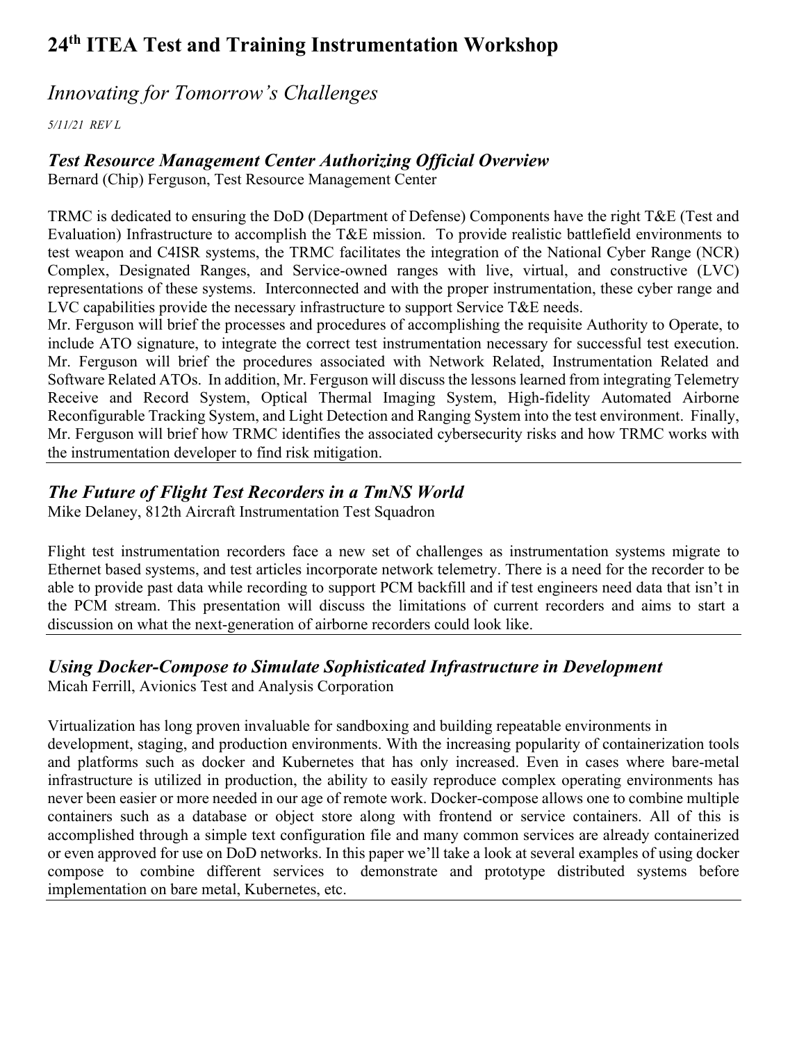# 24th ITEA Test and Training Instrumentation Workshop

## *Innovating for Tomorrow's Challenges*

*5/11/21 REV L*

### ***Test Resource Management Center Authorizing Official Overview***

Bernard (Chip) Ferguson, Test Resource Management Center

TRMC is dedicated to ensuring the DoD (Department of Defense) Components have the right T&E (Test and Evaluation) Infrastructure to accomplish the T&E mission. To provide realistic battlefield environments to test weapon and C4ISR systems, the TRMC facilitates the integration of the National Cyber Range (NCR) Complex, Designated Ranges, and Service-owned ranges with live, virtual, and constructive (LVC) representations of these systems. Interconnected and with the proper instrumentation, these cyber range and LVC capabilities provide the necessary infrastructure to support Service T&E needs.

Mr. Ferguson will brief the processes and procedures of accomplishing the requisite Authority to Operate, to include ATO signature, to integrate the correct test instrumentation necessary for successful test execution. Mr. Ferguson will brief the procedures associated with Network Related, Instrumentation Related and Software Related ATOs. In addition, Mr. Ferguson will discuss the lessons learned from integrating Telemetry Receive and Record System, Optical Thermal Imaging System, High-fidelity Automated Airborne Reconfigurable Tracking System, and Light Detection and Ranging System into the test environment. Finally, Mr. Ferguson will brief how TRMC identifies the associated cybersecurity risks and how TRMC works with the instrumentation developer to find risk mitigation.

### ***The Future of Flight Test Recorders in a TmNS World***

Mike Delaney, 812th Aircraft Instrumentation Test Squadron

Flight test instrumentation recorders face a new set of challenges as instrumentation systems migrate to Ethernet based systems, and test articles incorporate network telemetry. There is a need for the recorder to be able to provide past data while recording to support PCM backfill and if test engineers need data that isn't in the PCM stream. This presentation will discuss the limitations of current recorders and aims to start a discussion on what the next-generation of airborne recorders could look like.

### ***Using Docker-Compose to Simulate Sophisticated Infrastructure in Development***

Micah Ferrill, Avionics Test and Analysis Corporation

Virtualization has long proven invaluable for sandboxing and building repeatable environments in development, staging, and production environments. With the increasing popularity of containerization tools and platforms such as docker and Kubernetes that has only increased. Even in cases where bare-metal infrastructure is utilized in production, the ability to easily reproduce complex operating environments has never been easier or more needed in our age of remote work. Docker-compose allows one to combine multiple containers such as a database or object store along with frontend or service containers. All of this is accomplished through a simple text configuration file and many common services are already containerized or even approved for use on DoD networks. In this paper we'll take a look at several examples of using docker compose to combine different services to demonstrate and prototype distributed systems before implementation on bare metal, Kubernetes, etc.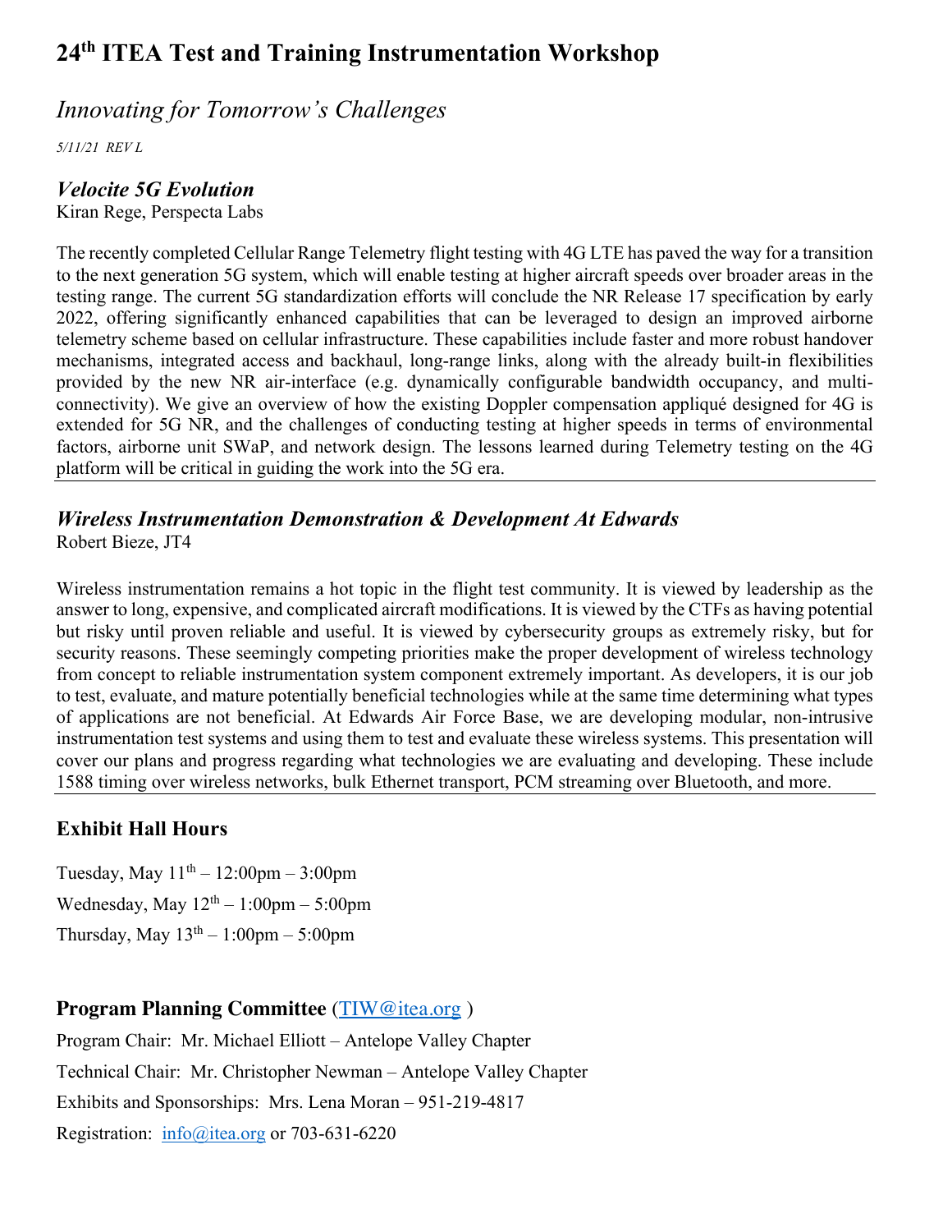# 24th ITEA Test and Training Instrumentation Workshop

## *Innovating for Tomorrow's Challenges*

*5/11/21 REV L*

### *Velocite 5G Evolution*

Kiran Rege, Perspecta Labs

The recently completed Cellular Range Telemetry flight testing with 4G LTE has paved the way for a transition to the next generation 5G system, which will enable testing at higher aircraft speeds over broader areas in the testing range. The current 5G standardization efforts will conclude the NR Release 17 specification by early 2022, offering significantly enhanced capabilities that can be leveraged to design an improved airborne telemetry scheme based on cellular infrastructure. These capabilities include faster and more robust handover mechanisms, integrated access and backhaul, long-range links, along with the already built-in flexibilities provided by the new NR air-interface (e.g. dynamically configurable bandwidth occupancy, and multi-connectivity). We give an overview of how the existing Doppler compensation appliqué designed for 4G is extended for 5G NR, and the challenges of conducting testing at higher speeds in terms of environmental factors, airborne unit SWaP, and network design. The lessons learned during Telemetry testing on the 4G platform will be critical in guiding the work into the 5G era.

---

### *Wireless Instrumentation Demonstration & Development At Edwards*

Robert Bieze, JT4

Wireless instrumentation remains a hot topic in the flight test community. It is viewed by leadership as the answer to long, expensive, and complicated aircraft modifications. It is viewed by the CTFs as having potential but risky until proven reliable and useful. It is viewed by cybersecurity groups as extremely risky, but for security reasons. These seemingly competing priorities make the proper development of wireless technology from concept to reliable instrumentation system component extremely important. As developers, it is our job to test, evaluate, and mature potentially beneficial technologies while at the same time determining what types of applications are not beneficial. At Edwards Air Force Base, we are developing modular, non-intrusive instrumentation test systems and using them to test and evaluate these wireless systems. This presentation will cover our plans and progress regarding what technologies we are evaluating and developing. These include 1588 timing over wireless networks, bulk Ethernet transport, PCM streaming over Bluetooth, and more.

---

### Exhibit Hall Hours

Tuesday, May 11th – 12:00pm – 3:00pm

Wednesday, May 12th – 1:00pm – 5:00pm

Thursday, May 13th – 1:00pm – 5:00pm

### Program Planning Committee (TIW@itea.org )

Program Chair: Mr. Michael Elliott – Antelope Valley Chapter

Technical Chair: Mr. Christopher Newman – Antelope Valley Chapter

Exhibits and Sponsorships: Mrs. Lena Moran – 951-219-4817

Registration: info@itea.org or 703-631-6220